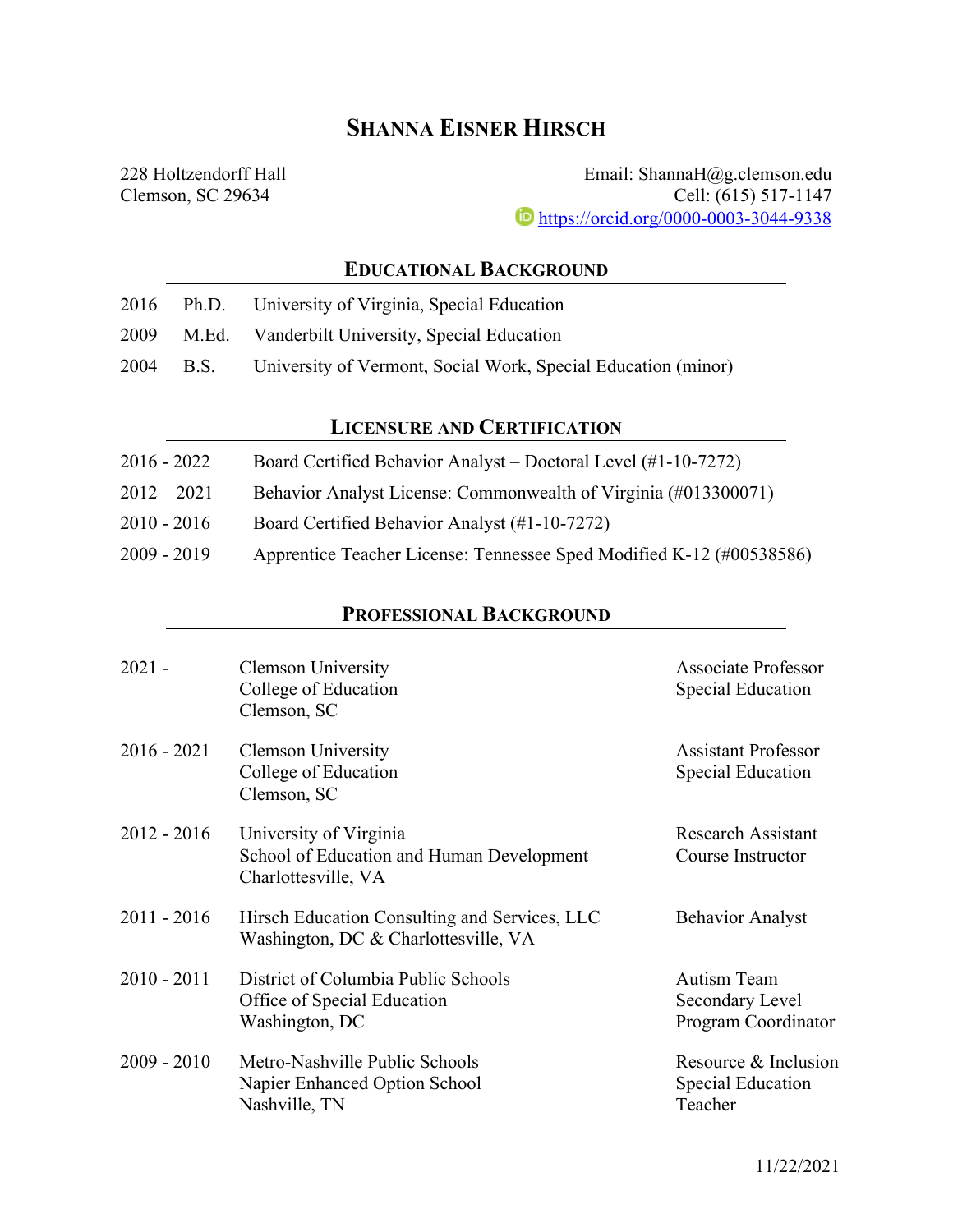# Shanna Eisner Hirsch

228 Holtzendorff Hall
Clemson, SC 29634

Email: ShannaH@g.clemson.edu
Cell: (615) 517-1147
https://orcid.org/0000-0003-3044-9338

## Educational Background

| | | |
|---|---|---|
| 2016 | Ph.D. | University of Virginia, Special Education |
| 2009 | M.Ed. | Vanderbilt University, Special Education |
| 2004 | B.S. | University of Vermont, Social Work, Special Education (minor) |

## Licensure and Certification

| | |
|---|---|
| 2016 - 2022 | Board Certified Behavior Analyst – Doctoral Level (#1-10-7272) |
| 2012 – 2021 | Behavior Analyst License: Commonwealth of Virginia (#013300071) |
| 2010 - 2016 | Board Certified Behavior Analyst (#1-10-7272) |
| 2009 - 2019 | Apprentice Teacher License: Tennessee Sped Modified K-12 (#00538586) |

## Professional Background

| | | |
|---|---|---|
| 2021 - | Clemson University<br>College of Education<br>Clemson, SC | Associate Professor<br>Special Education |
| 2016 - 2021 | Clemson University<br>College of Education<br>Clemson, SC | Assistant Professor<br>Special Education |
| 2012 - 2016 | University of Virginia<br>School of Education and Human Development<br>Charlottesville, VA | Research Assistant<br>Course Instructor |
| 2011 - 2016 | Hirsch Education Consulting and Services, LLC<br>Washington, DC & Charlottesville, VA | Behavior Analyst |
| 2010 - 2011 | District of Columbia Public Schools<br>Office of Special Education<br>Washington, DC | Autism Team<br>Secondary Level<br>Program Coordinator |
| 2009 - 2010 | Metro-Nashville Public Schools<br>Napier Enhanced Option School<br>Nashville, TN | Resource & Inclusion<br>Special Education<br>Teacher |

11/22/2021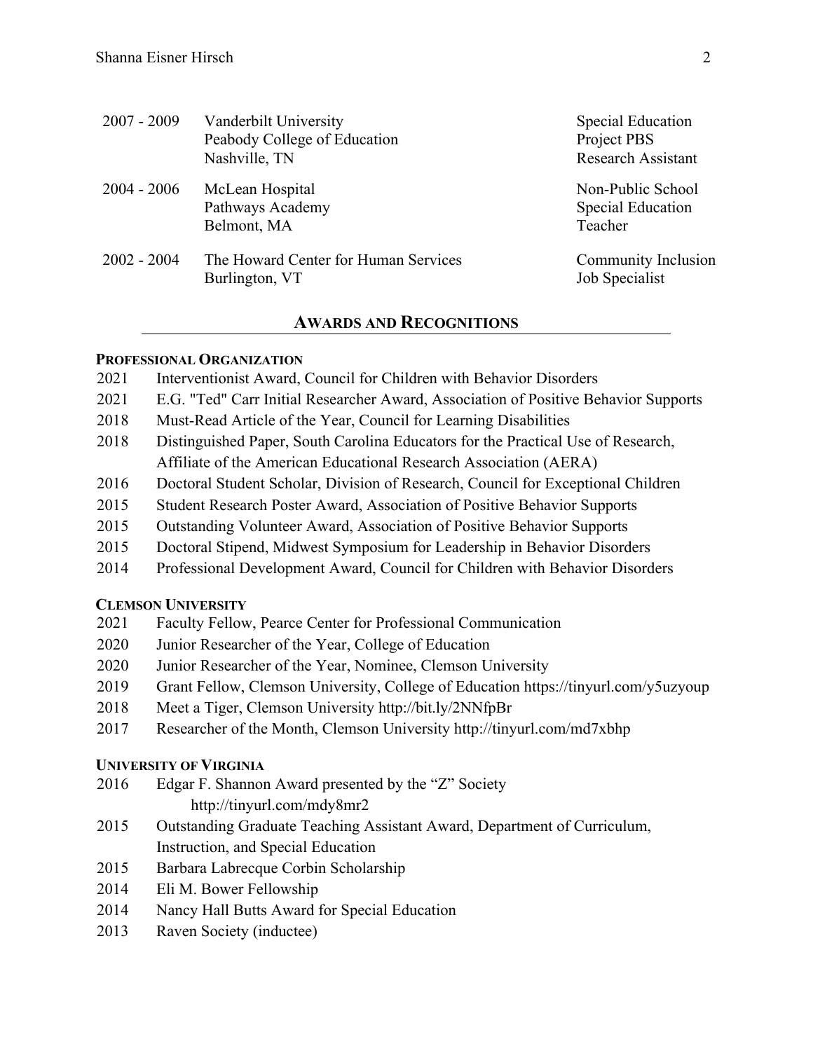| | | |
|---|---|---|
| 2007 - 2009 | Vanderbilt University<br>Peabody College of Education<br>Nashville, TN | Special Education<br>Project PBS<br>Research Assistant |
| 2004 - 2006 | McLean Hospital<br>Pathways Academy<br>Belmont, MA | Non-Public School<br>Special Education<br>Teacher |
| 2002 - 2004 | The Howard Center for Human Services<br>Burlington, VT | Community Inclusion<br>Job Specialist |

## AWARDS AND RECOGNITIONS

### PROFESSIONAL ORGANIZATION

- 2021 Interventionist Award, Council for Children with Behavior Disorders
- 2021 E.G. "Ted" Carr Initial Researcher Award, Association of Positive Behavior Supports
- 2018 Must-Read Article of the Year, Council for Learning Disabilities
- 2018 Distinguished Paper, South Carolina Educators for the Practical Use of Research, Affiliate of the American Educational Research Association (AERA)
- 2016 Doctoral Student Scholar, Division of Research, Council for Exceptional Children
- 2015 Student Research Poster Award, Association of Positive Behavior Supports
- 2015 Outstanding Volunteer Award, Association of Positive Behavior Supports
- 2015 Doctoral Stipend, Midwest Symposium for Leadership in Behavior Disorders
- 2014 Professional Development Award, Council for Children with Behavior Disorders

### CLEMSON UNIVERSITY

- 2021 Faculty Fellow, Pearce Center for Professional Communication
- 2020 Junior Researcher of the Year, College of Education
- 2020 Junior Researcher of the Year, Nominee, Clemson University
- 2019 Grant Fellow, Clemson University, College of Education https://tinyurl.com/y5uzyoup
- 2018 Meet a Tiger, Clemson University http://bit.ly/2NNfpBr
- 2017 Researcher of the Month, Clemson University http://tinyurl.com/md7xbhp

### UNIVERSITY OF VIRGINIA

- 2016 Edgar F. Shannon Award presented by the "Z" Society http://tinyurl.com/mdy8mr2
- 2015 Outstanding Graduate Teaching Assistant Award, Department of Curriculum, Instruction, and Special Education
- 2015 Barbara Labrecque Corbin Scholarship
- 2014 Eli M. Bower Fellowship
- 2014 Nancy Hall Butts Award for Special Education
- 2013 Raven Society (inductee)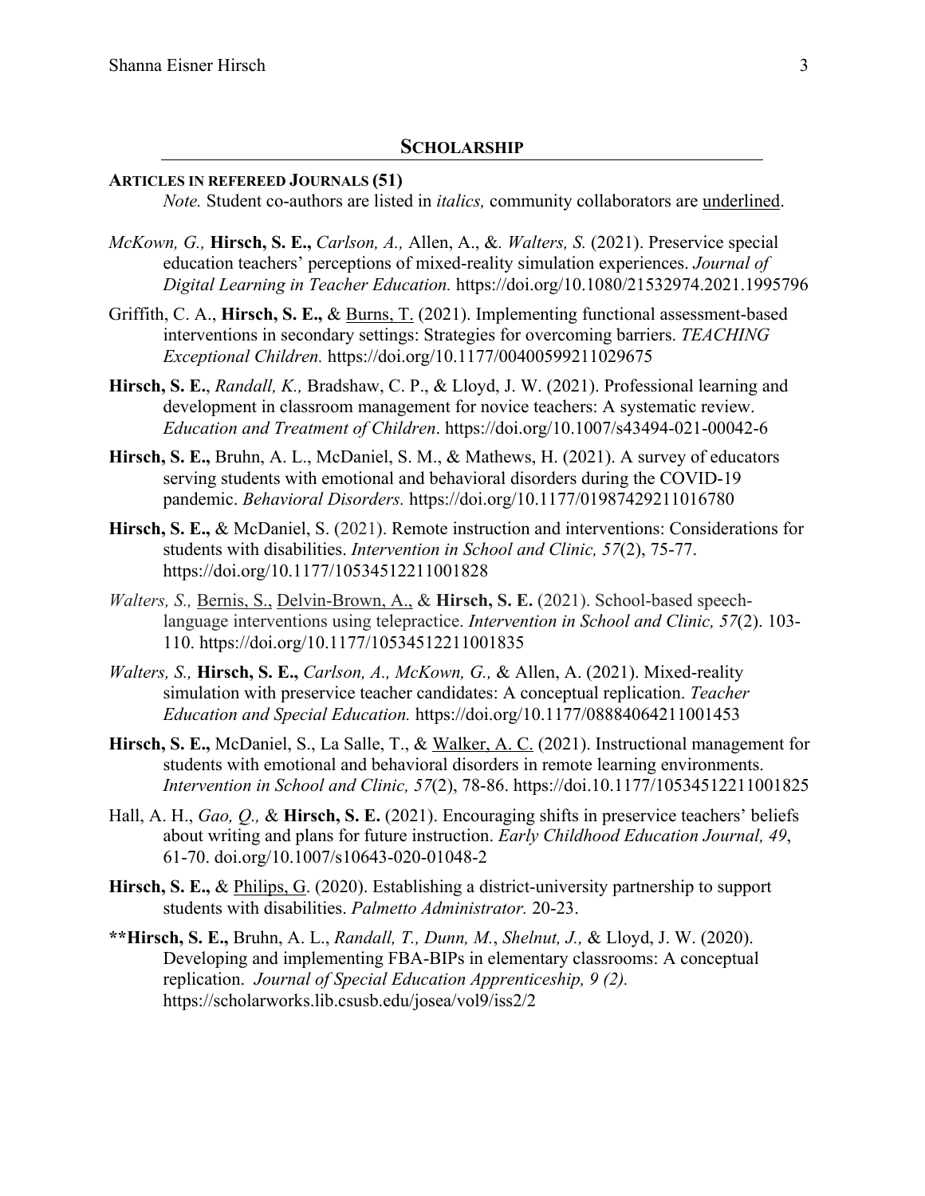## SCHOLARSHIP

### ARTICLES IN REFEREED JOURNALS (51)

*Note.* Student co-authors are listed in *italics,* community collaborators are <u>underlined</u>.

*McKown, G.,* **Hirsch, S. E.,** *Carlson, A.,* Allen, A., &. *Walters, S.* (2021). Preservice special education teachers' perceptions of mixed-reality simulation experiences. *Journal of Digital Learning in Teacher Education.* https://doi.org/10.1080/21532974.2021.1995796

Griffith, C. A., **Hirsch, S. E.,** & <u>Burns, T.</u> (2021). Implementing functional assessment-based interventions in secondary settings: Strategies for overcoming barriers. *TEACHING Exceptional Children.* https://doi.org/10.1177/00400599211029675

**Hirsch, S. E.**, *Randall, K.,* Bradshaw, C. P., & Lloyd, J. W. (2021). Professional learning and development in classroom management for novice teachers: A systematic review. *Education and Treatment of Children*. https://doi.org/10.1007/s43494-021-00042-6

**Hirsch, S. E.,** Bruhn, A. L., McDaniel, S. M., & Mathews, H. (2021). A survey of educators serving students with emotional and behavioral disorders during the COVID-19 pandemic. *Behavioral Disorders.* https://doi.org/10.1177/01987429211016780

**Hirsch, S. E.,** & McDaniel, S. (2021). Remote instruction and interventions: Considerations for students with disabilities. *Intervention in School and Clinic, 57*(2), 75-77. https://doi.org/10.1177/10534512211001828

*Walters, S.,* <u>Bernis, S.,</u> <u>Delvin-Brown, A.,</u> & **Hirsch, S. E.** (2021). School-based speech-language interventions using telepractice. *Intervention in School and Clinic, 57*(2). 103-110. https://doi.org/10.1177/10534512211001835

*Walters, S.,* **Hirsch, S. E.,** *Carlson, A., McKown, G.,* & Allen, A. (2021). Mixed-reality simulation with preservice teacher candidates: A conceptual replication. *Teacher Education and Special Education.* https://doi.org/10.1177/08884064211001453

**Hirsch, S. E.,** McDaniel, S., La Salle, T., & <u>Walker, A. C.</u> (2021). Instructional management for students with emotional and behavioral disorders in remote learning environments. *Intervention in School and Clinic, 57*(2), 78-86. https://doi.10.1177/10534512211001825

Hall, A. H., *Gao, Q.,* & **Hirsch, S. E.** (2021). Encouraging shifts in preservice teachers' beliefs about writing and plans for future instruction. *Early Childhood Education Journal, 49*, 61-70. doi.org/10.1007/s10643-020-01048-2

**Hirsch, S. E.,** & <u>Philips, G</u>. (2020). Establishing a district-university partnership to support students with disabilities. *Palmetto Administrator.* 20-23.

**\*\*Hirsch, S. E.,** Bruhn, A. L., *Randall, T., Dunn, M.*, *Shelnut, J.,* & Lloyd, J. W. (2020). Developing and implementing FBA-BIPs in elementary classrooms: A conceptual replication. *Journal of Special Education Apprenticeship, 9 (2).* https://scholarworks.lib.csusb.edu/josea/vol9/iss2/2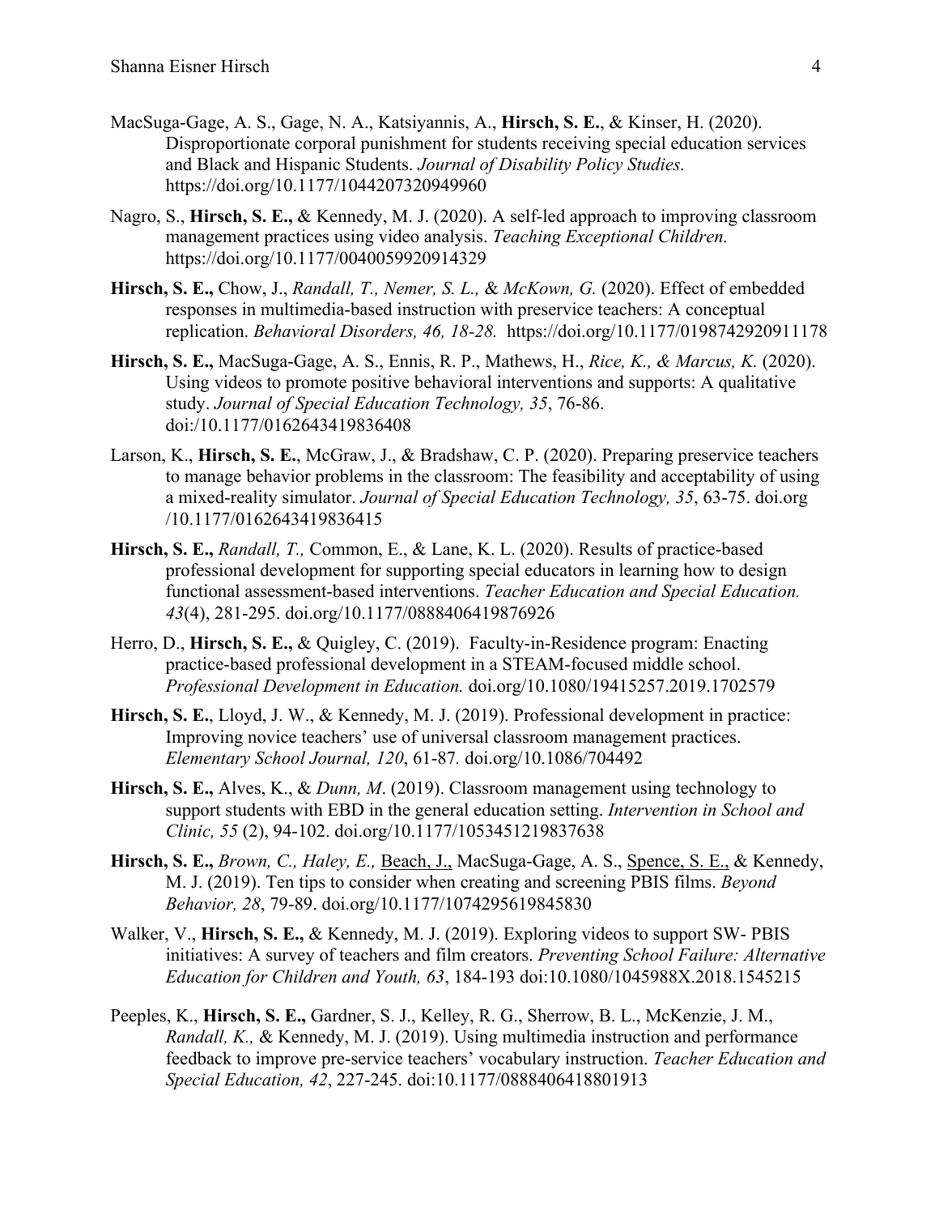MacSuga-Gage, A. S., Gage, N. A., Katsiyannis, A., **Hirsch, S. E.**, & Kinser, H. (2020). Disproportionate corporal punishment for students receiving special education services and Black and Hispanic Students. *Journal of Disability Policy Studies.* https://doi.org/10.1177/1044207320949960

Nagro, S., **Hirsch, S. E.,** & Kennedy, M. J. (2020). A self-led approach to improving classroom management practices using video analysis. *Teaching Exceptional Children.* https://doi.org/10.1177/0040059920914329

**Hirsch, S. E.,** Chow, J., *Randall, T., Nemer, S. L.,* & *McKown, G.* (2020). Effect of embedded responses in multimedia-based instruction with preservice teachers: A conceptual replication. *Behavioral Disorders, 46, 18-28.* https://doi.org/10.1177/0198742920911178

**Hirsch, S. E.,** MacSuga-Gage, A. S., Ennis, R. P., Mathews, H., *Rice, K., & Marcus, K.* (2020). Using videos to promote positive behavioral interventions and supports: A qualitative study. *Journal of Special Education Technology, 35*, 76-86. doi:/10.1177/0162643419836408

Larson, K., **Hirsch, S. E.**, McGraw, J., & Bradshaw, C. P. (2020). Preparing preservice teachers to manage behavior problems in the classroom: The feasibility and acceptability of using a mixed-reality simulator. *Journal of Special Education Technology, 35*, 63-75. doi.org /10.1177/0162643419836415

**Hirsch, S. E.,** *Randall, T.,* Common, E., & Lane, K. L. (2020). Results of practice-based professional development for supporting special educators in learning how to design functional assessment-based interventions. *Teacher Education and Special Education. 43*(4), 281-295. doi.org/10.1177/0888406419876926

Herro, D., **Hirsch, S. E.,** & Quigley, C. (2019). Faculty-in-Residence program: Enacting practice-based professional development in a STEAM-focused middle school. *Professional Development in Education.* doi.org/10.1080/19415257.2019.1702579

**Hirsch, S. E.**, Lloyd, J. W., & Kennedy, M. J. (2019). Professional development in practice: Improving novice teachers' use of universal classroom management practices. *Elementary School Journal, 120*, 61-87*.* doi.org/10.1086/704492

**Hirsch, S. E.,** Alves, K., & *Dunn, M*. (2019). Classroom management using technology to support students with EBD in the general education setting. *Intervention in School and Clinic, 55* (2), 94-102. doi.org/10.1177/1053451219837638

**Hirsch, S. E.,** *Brown, C., Haley, E.,* <u>Beach, J.,</u> MacSuga-Gage, A. S., <u>Spence, S. E.,</u> & Kennedy, M. J. (2019). Ten tips to consider when creating and screening PBIS films. *Beyond Behavior, 28*, 79-89. doi.org/10.1177/1074295619845830

Walker, V., **Hirsch, S. E.,** & Kennedy, M. J. (2019). Exploring videos to support SW- PBIS initiatives: A survey of teachers and film creators. *Preventing School Failure: Alternative Education for Children and Youth, 63*, 184-193 doi:10.1080/1045988X.2018.1545215

Peeples, K., **Hirsch, S. E.,** Gardner, S. J., Kelley, R. G., Sherrow, B. L., McKenzie, J. M., *Randall, K.,* & Kennedy, M. J. (2019). Using multimedia instruction and performance feedback to improve pre-service teachers' vocabulary instruction. *Teacher Education and Special Education, 42*, 227-245. doi:10.1177/0888406418801913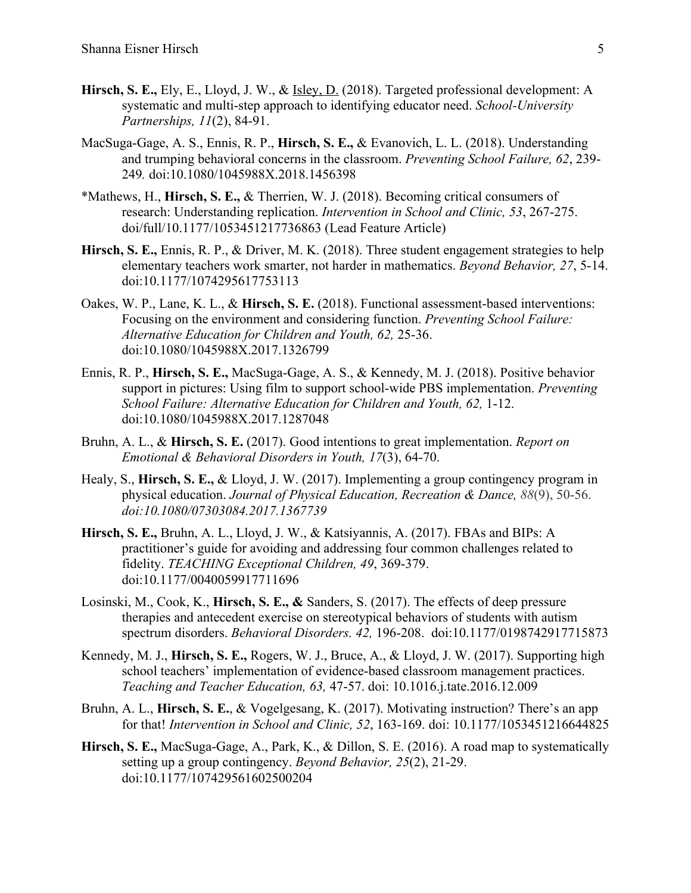**Hirsch, S. E.,** Ely, E., Lloyd, J. W., & <u>Isley, D.</u> (2018). Targeted professional development: A systematic and multi-step approach to identifying educator need. *School-University Partnerships, 11*(2), 84-91.

MacSuga-Gage, A. S., Ennis, R. P., **Hirsch, S. E.,** & Evanovich, L. L. (2018). Understanding and trumping behavioral concerns in the classroom. *Preventing School Failure, 62*, 239-249*.* doi:10.1080/1045988X.2018.1456398

*Mathews, H., **Hirsch, S. E.,** & Therrien, W. J. (2018). Becoming critical consumers of research: Understanding replication. *Intervention in School and Clinic, 53*, 267-275. doi/full/10.1177/1053451217736863 (Lead Feature Article)

**Hirsch, S. E.,** Ennis, R. P., & Driver, M. K. (2018). Three student engagement strategies to help elementary teachers work smarter, not harder in mathematics. *Beyond Behavior, 27*, 5-14. doi:10.1177/1074295617753113

Oakes, W. P., Lane, K. L., & **Hirsch, S. E.** (2018). Functional assessment-based interventions: Focusing on the environment and considering function. *Preventing School Failure: Alternative Education for Children and Youth, 62,* 25-36. doi:10.1080/1045988X.2017.1326799

Ennis, R. P., **Hirsch, S. E.,** MacSuga-Gage, A. S., & Kennedy, M. J. (2018). Positive behavior support in pictures: Using film to support school-wide PBS implementation. *Preventing School Failure: Alternative Education for Children and Youth, 62,* 1-12. doi:10.1080/1045988X.2017.1287048

Bruhn, A. L., & **Hirsch, S. E.** (2017). Good intentions to great implementation. *Report on Emotional & Behavioral Disorders in Youth, 17*(3), 64-70.

Healy, S., **Hirsch, S. E.,** & Lloyd, J. W. (2017). Implementing a group contingency program in physical education. *Journal of Physical Education, Recreation & Dance, 88*(9), 50-56. *doi:10.1080/07303084.2017.1367739*

**Hirsch, S. E.,** Bruhn, A. L., Lloyd, J. W., & Katsiyannis, A. (2017). FBAs and BIPs: A practitioner's guide for avoiding and addressing four common challenges related to fidelity. *TEACHING Exceptional Children, 49*, 369-379. doi:10.1177/0040059917711696

Losinski, M., Cook, K., **Hirsch, S. E., &** Sanders, S. (2017). The effects of deep pressure therapies and antecedent exercise on stereotypical behaviors of students with autism spectrum disorders. *Behavioral Disorders. 42,* 196-208. doi:10.1177/0198742917715873

Kennedy, M. J., **Hirsch, S. E.,** Rogers, W. J., Bruce, A., & Lloyd, J. W. (2017). Supporting high school teachers' implementation of evidence-based classroom management practices. *Teaching and Teacher Education, 63,* 47-57. doi: 10.1016.j.tate.2016.12.009

Bruhn, A. L., **Hirsch, S. E.**, & Vogelgesang, K. (2017). Motivating instruction? There's an app for that! *Intervention in School and Clinic, 52*, 163-169. doi: 10.1177/1053451216644825

**Hirsch, S. E.,** MacSuga-Gage, A., Park, K., & Dillon, S. E. (2016). A road map to systematically setting up a group contingency. *Beyond Behavior, 25*(2), 21-29. doi:10.1177/107429561602500204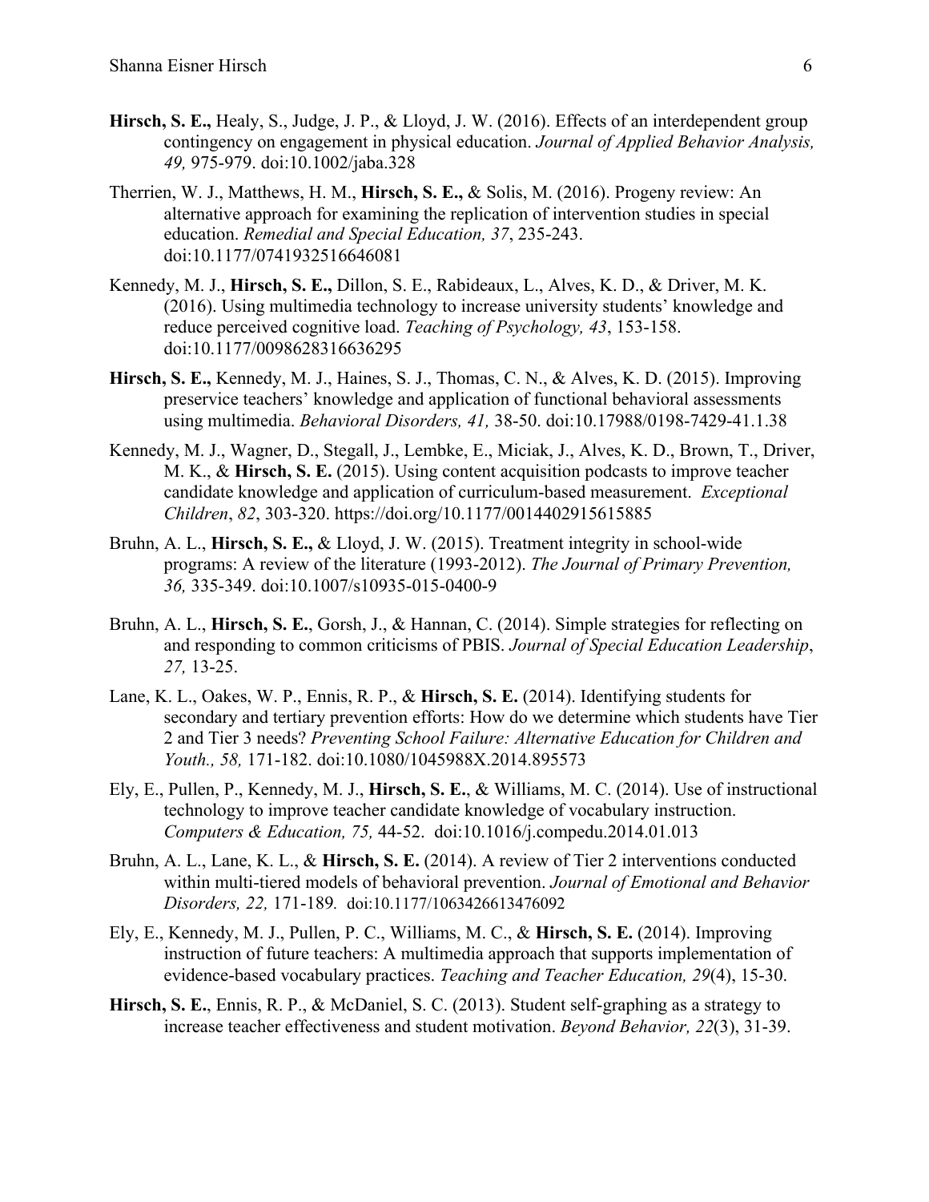**Hirsch, S. E.,** Healy, S., Judge, J. P., & Lloyd, J. W. (2016). Effects of an interdependent group contingency on engagement in physical education. *Journal of Applied Behavior Analysis, 49,* 975-979. doi:10.1002/jaba.328

Therrien, W. J., Matthews, H. M., **Hirsch, S. E.,** & Solis, M. (2016). Progeny review: An alternative approach for examining the replication of intervention studies in special education. *Remedial and Special Education, 37*, 235-243. doi:10.1177/0741932516646081

Kennedy, M. J., **Hirsch, S. E.,** Dillon, S. E., Rabideaux, L., Alves, K. D., & Driver, M. K. (2016). Using multimedia technology to increase university students' knowledge and reduce perceived cognitive load. *Teaching of Psychology, 43*, 153-158. doi:10.1177/0098628316636295

**Hirsch, S. E.,** Kennedy, M. J., Haines, S. J., Thomas, C. N., & Alves, K. D. (2015). Improving preservice teachers' knowledge and application of functional behavioral assessments using multimedia. *Behavioral Disorders, 41,* 38-50. doi:10.17988/0198-7429-41.1.38

Kennedy, M. J., Wagner, D., Stegall, J., Lembke, E., Miciak, J., Alves, K. D., Brown, T., Driver, M. K., & **Hirsch, S. E.** (2015). Using content acquisition podcasts to improve teacher candidate knowledge and application of curriculum-based measurement. *Exceptional Children*, *82*, 303-320. https://doi.org/10.1177/0014402915615885

Bruhn, A. L., **Hirsch, S. E.,** & Lloyd, J. W. (2015). Treatment integrity in school-wide programs: A review of the literature (1993-2012). *The Journal of Primary Prevention, 36,* 335-349. doi:10.1007/s10935-015-0400-9

Bruhn, A. L., **Hirsch, S. E.**, Gorsh, J., & Hannan, C. (2014). Simple strategies for reflecting on and responding to common criticisms of PBIS. *Journal of Special Education Leadership*, *27,* 13-25.

Lane, K. L., Oakes, W. P., Ennis, R. P., & **Hirsch, S. E.** (2014). Identifying students for secondary and tertiary prevention efforts: How do we determine which students have Tier 2 and Tier 3 needs? *Preventing School Failure: Alternative Education for Children and Youth., 58,* 171-182. doi:10.1080/1045988X.2014.895573

Ely, E., Pullen, P., Kennedy, M. J., **Hirsch, S. E.**, & Williams, M. C. (2014). Use of instructional technology to improve teacher candidate knowledge of vocabulary instruction. *Computers & Education, 75,* 44-52. doi:10.1016/j.compedu.2014.01.013

Bruhn, A. L., Lane, K. L., & **Hirsch, S. E.** (2014). A review of Tier 2 interventions conducted within multi-tiered models of behavioral prevention. *Journal of Emotional and Behavior Disorders, 22,* 171-189. doi:10.1177/1063426613476092

Ely, E., Kennedy, M. J., Pullen, P. C., Williams, M. C., & **Hirsch, S. E.** (2014). Improving instruction of future teachers: A multimedia approach that supports implementation of evidence-based vocabulary practices. *Teaching and Teacher Education, 29*(4), 15-30.

**Hirsch, S. E.**, Ennis, R. P., & McDaniel, S. C. (2013). Student self-graphing as a strategy to increase teacher effectiveness and student motivation. *Beyond Behavior, 22*(3), 31-39.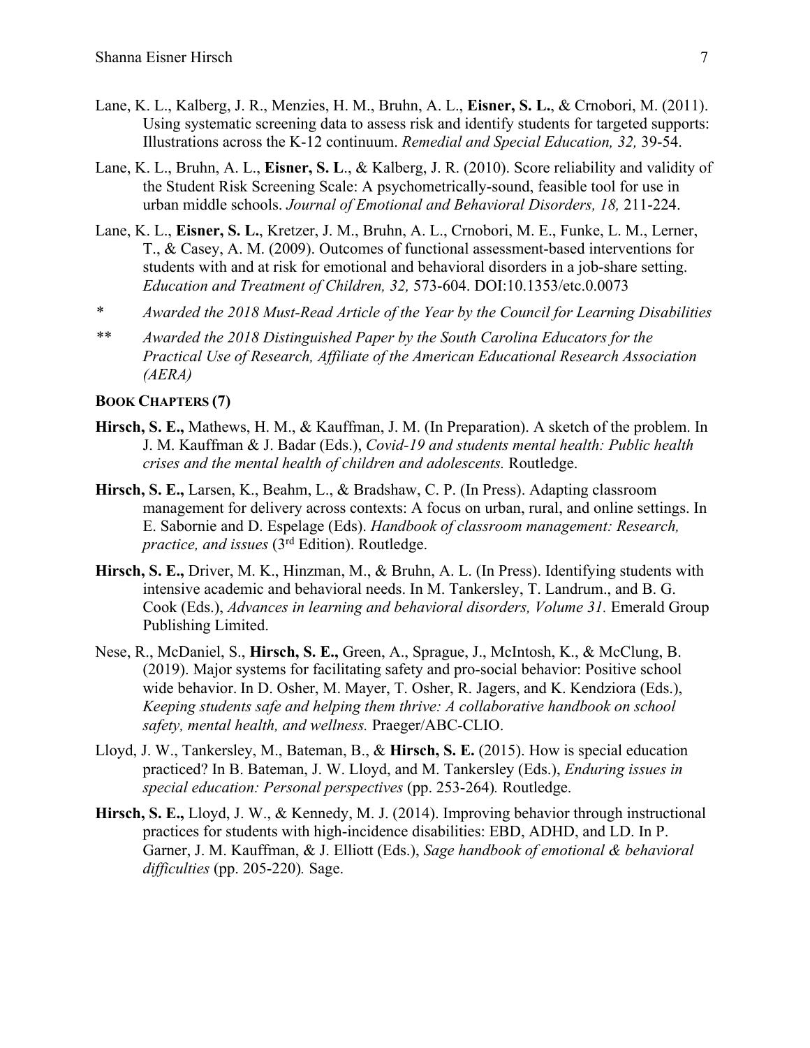Lane, K. L., Kalberg, J. R., Menzies, H. M., Bruhn, A. L., **Eisner, S. L.**, & Crnobori, M. (2011). Using systematic screening data to assess risk and identify students for targeted supports: Illustrations across the K-12 continuum. *Remedial and Special Education, 32,* 39-54.

Lane, K. L., Bruhn, A. L., **Eisner, S. L**., & Kalberg, J. R. (2010). Score reliability and validity of the Student Risk Screening Scale: A psychometrically-sound, feasible tool for use in urban middle schools. *Journal of Emotional and Behavioral Disorders, 18,* 211-224.

Lane, K. L., **Eisner, S. L.**, Kretzer, J. M., Bruhn, A. L., Crnobori, M. E., Funke, L. M., Lerner, T., & Casey, A. M. (2009). Outcomes of functional assessment-based interventions for students with and at risk for emotional and behavioral disorders in a job-share setting. *Education and Treatment of Children, 32,* 573-604. DOI:10.1353/etc.0.0073

\* *Awarded the 2018 Must-Read Article of the Year by the Council for Learning Disabilities*

\*\* *Awarded the 2018 Distinguished Paper by the South Carolina Educators for the Practical Use of Research, Affiliate of the American Educational Research Association (AERA)*

**BOOK CHAPTERS (7)**

**Hirsch, S. E.,** Mathews, H. M., & Kauffman, J. M. (In Preparation). A sketch of the problem. In J. M. Kauffman & J. Badar (Eds.), *Covid-19 and students mental health: Public health crises and the mental health of children and adolescents.* Routledge.

**Hirsch, S. E.,** Larsen, K., Beahm, L., & Bradshaw, C. P. (In Press). Adapting classroom management for delivery across contexts: A focus on urban, rural, and online settings. In E. Sabornie and D. Espelage (Eds). *Handbook of classroom management: Research, practice, and issues* (3rd Edition). Routledge.

**Hirsch, S. E.,** Driver, M. K., Hinzman, M., & Bruhn, A. L. (In Press). Identifying students with intensive academic and behavioral needs. In M. Tankersley, T. Landrum., and B. G. Cook (Eds.), *Advances in learning and behavioral disorders, Volume 31.* Emerald Group Publishing Limited.

Nese, R., McDaniel, S., **Hirsch, S. E.,** Green, A., Sprague, J., McIntosh, K., & McClung, B. (2019). Major systems for facilitating safety and pro-social behavior: Positive school wide behavior. In D. Osher, M. Mayer, T. Osher, R. Jagers, and K. Kendziora (Eds.), *Keeping students safe and helping them thrive: A collaborative handbook on school safety, mental health, and wellness.* Praeger/ABC-CLIO.

Lloyd, J. W., Tankersley, M., Bateman, B., & **Hirsch, S. E.** (2015). How is special education practiced? In B. Bateman, J. W. Lloyd, and M. Tankersley (Eds.), *Enduring issues in special education: Personal perspectives* (pp. 253-264)*.* Routledge.

**Hirsch, S. E.,** Lloyd, J. W., & Kennedy, M. J. (2014). Improving behavior through instructional practices for students with high-incidence disabilities: EBD, ADHD, and LD. In P. Garner, J. M. Kauffman, & J. Elliott (Eds.), *Sage handbook of emotional & behavioral difficulties* (pp. 205-220)*.* Sage.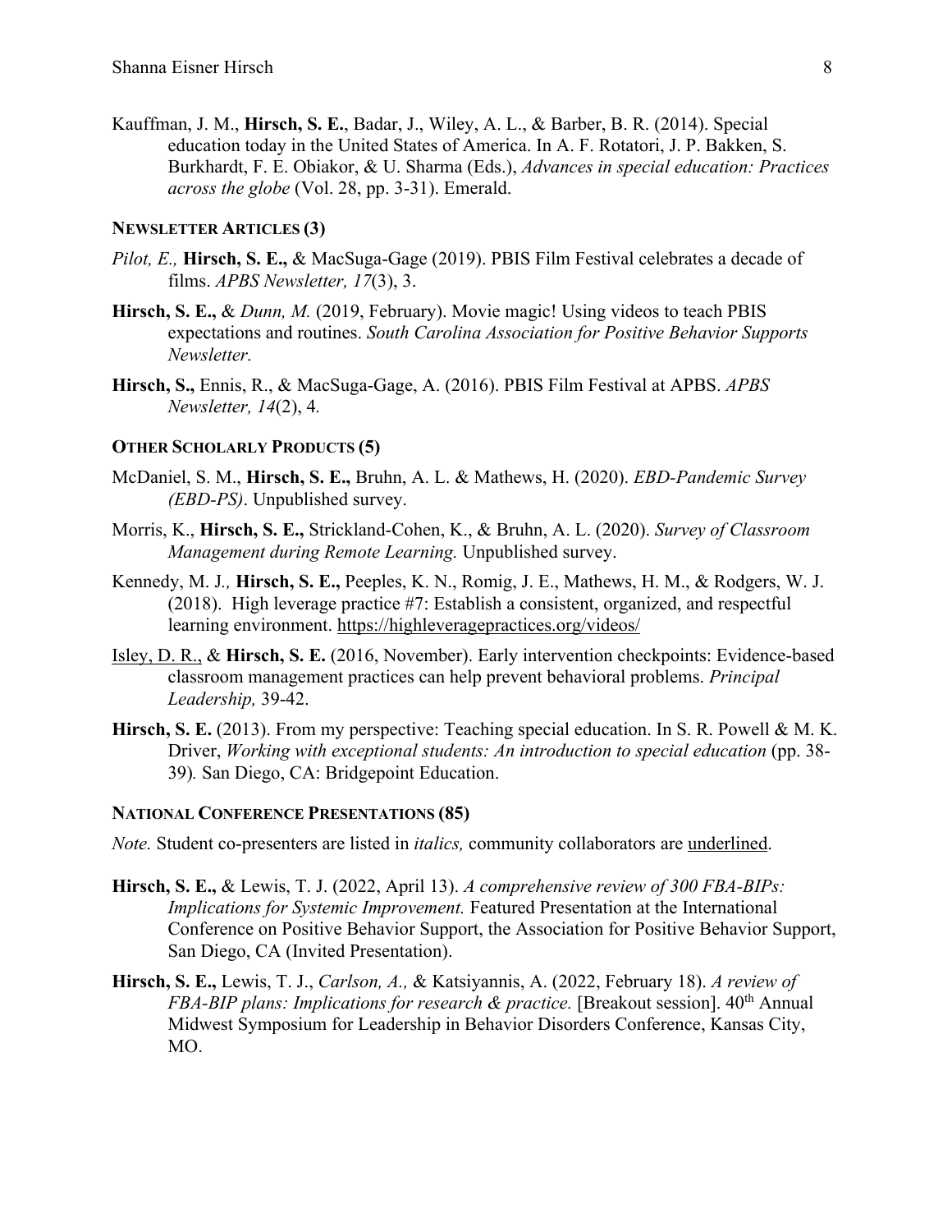Kauffman, J. M., **Hirsch, S. E.**, Badar, J., Wiley, A. L., & Barber, B. R. (2014). Special education today in the United States of America. In A. F. Rotatori, J. P. Bakken, S. Burkhardt, F. E. Obiakor, & U. Sharma (Eds.), *Advances in special education: Practices across the globe* (Vol. 28, pp. 3-31). Emerald.

**NEWSLETTER ARTICLES (3)**

*Pilot, E.,* **Hirsch, S. E.,** & MacSuga-Gage (2019). PBIS Film Festival celebrates a decade of films. *APBS Newsletter, 17*(3), 3.

**Hirsch, S. E.,** & *Dunn, M.* (2019, February). Movie magic! Using videos to teach PBIS expectations and routines. *South Carolina Association for Positive Behavior Supports Newsletter.*

**Hirsch, S.,** Ennis, R., & MacSuga-Gage, A. (2016). PBIS Film Festival at APBS. *APBS Newsletter, 14*(2), 4.

**OTHER SCHOLARLY PRODUCTS (5)**

McDaniel, S. M., **Hirsch, S. E.,** Bruhn, A. L. & Mathews, H. (2020). *EBD-Pandemic Survey (EBD-PS)*. Unpublished survey.

Morris, K., **Hirsch, S. E.,** Strickland-Cohen, K., & Bruhn, A. L. (2020). *Survey of Classroom Management during Remote Learning.* Unpublished survey.

Kennedy, M. J*.,* **Hirsch, S. E.,** Peeples, K. N., Romig, J. E., Mathews, H. M., & Rodgers, W. J. (2018). High leverage practice #7: Establish a consistent, organized, and respectful learning environment. https://highleveragepractices.org/videos/

<u>Isley, D. R.,</u> & **Hirsch, S. E.** (2016, November). Early intervention checkpoints: Evidence-based classroom management practices can help prevent behavioral problems. *Principal Leadership,* 39-42.

**Hirsch, S. E.** (2013). From my perspective: Teaching special education. In S. R. Powell & M. K. Driver, *Working with exceptional students: An introduction to special education* (pp. 38-39)*.* San Diego, CA: Bridgepoint Education.

**NATIONAL CONFERENCE PRESENTATIONS (85)**

*Note.* Student co-presenters are listed in *italics,* community collaborators are <u>underlined</u>.

**Hirsch, S. E.,** & Lewis, T. J. (2022, April 13). *A comprehensive review of 300 FBA-BIPs: Implications for Systemic Improvement.* Featured Presentation at the International Conference on Positive Behavior Support, the Association for Positive Behavior Support, San Diego, CA (Invited Presentation).

**Hirsch, S. E.,** Lewis, T. J., *Carlson, A.,* & Katsiyannis, A. (2022, February 18). *A review of FBA-BIP plans: Implications for research & practice.* [Breakout session]. 40th Annual Midwest Symposium for Leadership in Behavior Disorders Conference, Kansas City, MO.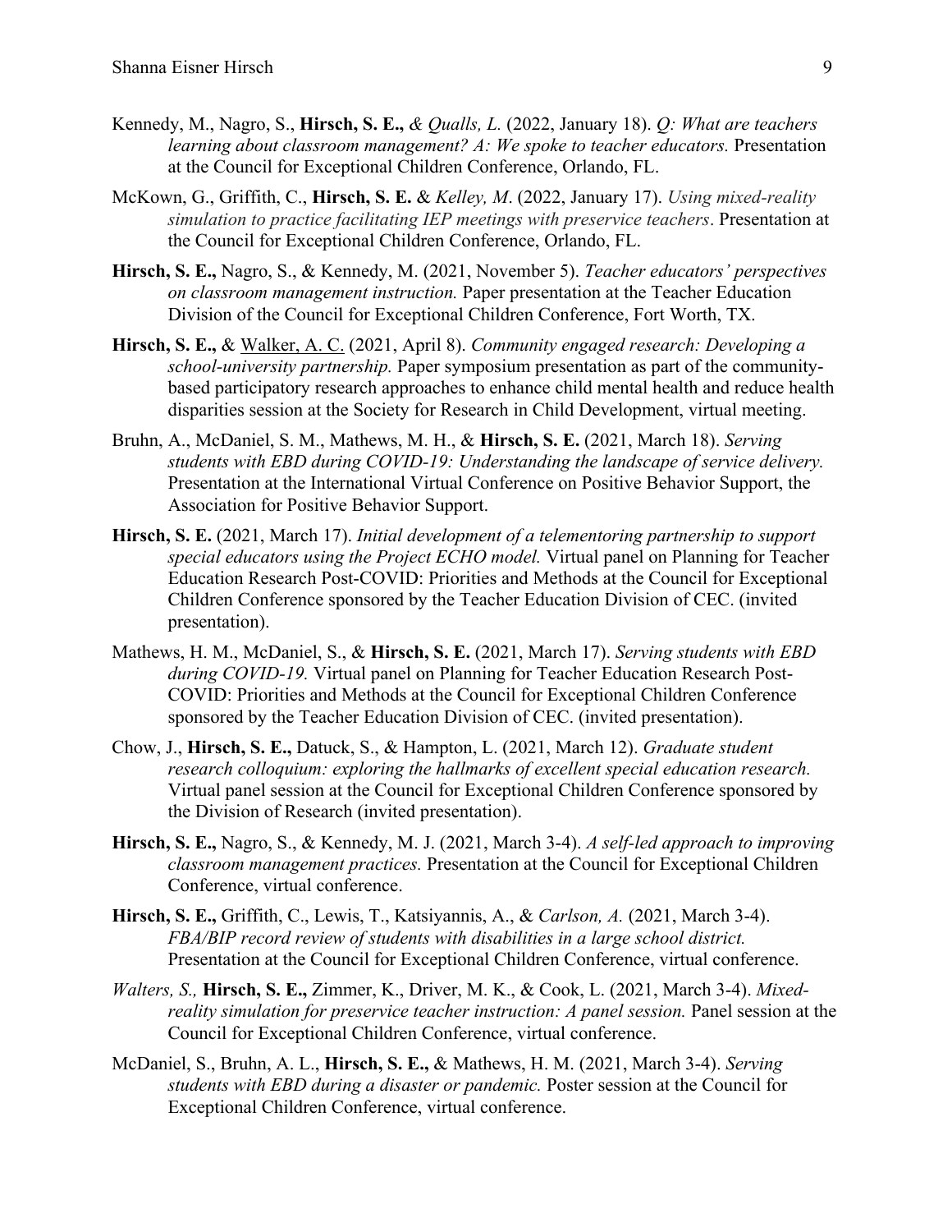Kennedy, M., Nagro, S., **Hirsch, S. E.,** *& Qualls, L.* (2022, January 18). *Q: What are teachers learning about classroom management? A: We spoke to teacher educators.* Presentation at the Council for Exceptional Children Conference, Orlando, FL.

McKown, G., Griffith, C., **Hirsch, S. E.** & *Kelley, M*. (2022, January 17). *Using mixed-reality simulation to practice facilitating IEP meetings with preservice teachers*. Presentation at the Council for Exceptional Children Conference, Orlando, FL.

**Hirsch, S. E.,** Nagro, S., & Kennedy, M. (2021, November 5). *Teacher educators' perspectives on classroom management instruction.* Paper presentation at the Teacher Education Division of the Council for Exceptional Children Conference, Fort Worth, TX.

**Hirsch, S. E.,** & <u>Walker, A. C.</u> (2021, April 8). *Community engaged research: Developing a school-university partnership.* Paper symposium presentation as part of the community-based participatory research approaches to enhance child mental health and reduce health disparities session at the Society for Research in Child Development, virtual meeting.

Bruhn, A., McDaniel, S. M., Mathews, M. H., & **Hirsch, S. E.** (2021, March 18). *Serving students with EBD during COVID-19: Understanding the landscape of service delivery.* Presentation at the International Virtual Conference on Positive Behavior Support, the Association for Positive Behavior Support.

**Hirsch, S. E.** (2021, March 17). *Initial development of a telementoring partnership to support special educators using the Project ECHO model.* Virtual panel on Planning for Teacher Education Research Post-COVID: Priorities and Methods at the Council for Exceptional Children Conference sponsored by the Teacher Education Division of CEC. (invited presentation).

Mathews, H. M., McDaniel, S., & **Hirsch, S. E.** (2021, March 17). *Serving students with EBD during COVID-19.* Virtual panel on Planning for Teacher Education Research Post-COVID: Priorities and Methods at the Council for Exceptional Children Conference sponsored by the Teacher Education Division of CEC. (invited presentation).

Chow, J., **Hirsch, S. E.,** Datuck, S., & Hampton, L. (2021, March 12). *Graduate student research colloquium: exploring the hallmarks of excellent special education research.* Virtual panel session at the Council for Exceptional Children Conference sponsored by the Division of Research (invited presentation).

**Hirsch, S. E.,** Nagro, S., & Kennedy, M. J. (2021, March 3-4). *A self-led approach to improving classroom management practices.* Presentation at the Council for Exceptional Children Conference, virtual conference.

**Hirsch, S. E.,** Griffith, C., Lewis, T., Katsiyannis, A., & *Carlson, A.* (2021, March 3-4). *FBA/BIP record review of students with disabilities in a large school district.* Presentation at the Council for Exceptional Children Conference, virtual conference.

*Walters, S.,* **Hirsch, S. E.,** Zimmer, K., Driver, M. K., & Cook, L. (2021, March 3-4). *Mixed-reality simulation for preservice teacher instruction: A panel session.* Panel session at the Council for Exceptional Children Conference, virtual conference.

McDaniel, S., Bruhn, A. L., **Hirsch, S. E.,** & Mathews, H. M. (2021, March 3-4). *Serving students with EBD during a disaster or pandemic.* Poster session at the Council for Exceptional Children Conference, virtual conference.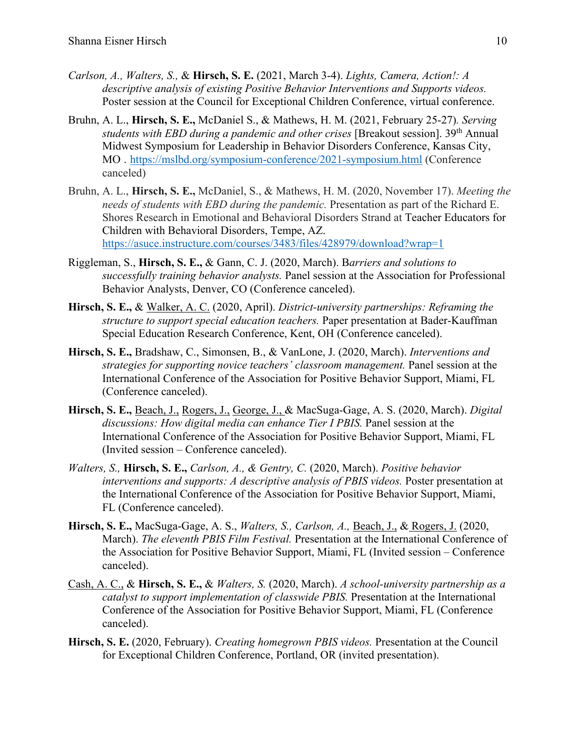*Carlson, A., Walters, S.,* & **Hirsch, S. E.** (2021, March 3-4). *Lights, Camera, Action!: A descriptive analysis of existing Positive Behavior Interventions and Supports videos.* Poster session at the Council for Exceptional Children Conference, virtual conference.

Bruhn, A. L., **Hirsch, S. E.,** McDaniel S., & Mathews, H. M. (2021, February 25-27). *Serving students with EBD during a pandemic and other crises* [Breakout session]. 39th Annual Midwest Symposium for Leadership in Behavior Disorders Conference, Kansas City, MO . https://mslbd.org/symposium-conference/2021-symposium.html (Conference canceled)

Bruhn, A. L., **Hirsch, S. E.,** McDaniel, S., & Mathews, H. M. (2020, November 17). *Meeting the needs of students with EBD during the pandemic.* Presentation as part of the Richard E. Shores Research in Emotional and Behavioral Disorders Strand at Teacher Educators for Children with Behavioral Disorders, Tempe, AZ. https://asuce.instructure.com/courses/3483/files/428979/download?wrap=1

Riggleman, S., **Hirsch, S. E.,** & Gann, C. J. (2020, March). B*arriers and solutions to successfully training behavior analysts.* Panel session at the Association for Professional Behavior Analysts, Denver, CO (Conference canceled).

**Hirsch, S. E.,** & Walker, A. C. (2020, April). *District-university partnerships: Reframing the structure to support special education teachers.* Paper presentation at Bader-Kauffman Special Education Research Conference, Kent, OH (Conference canceled).

**Hirsch, S. E.,** Bradshaw, C., Simonsen, B., & VanLone, J. (2020, March). *Interventions and strategies for supporting novice teachers' classroom management.* Panel session at the International Conference of the Association for Positive Behavior Support, Miami, FL (Conference canceled).

**Hirsch, S. E.,** Beach, J., Rogers, J., George, J., & MacSuga-Gage, A. S. (2020, March). *Digital discussions: How digital media can enhance Tier I PBIS.* Panel session at the International Conference of the Association for Positive Behavior Support, Miami, FL (Invited session – Conference canceled).

*Walters, S.,* **Hirsch, S. E.,** *Carlson, A., & Gentry, C.* (2020, March). *Positive behavior interventions and supports: A descriptive analysis of PBIS videos.* Poster presentation at the International Conference of the Association for Positive Behavior Support, Miami, FL (Conference canceled).

**Hirsch, S. E.,** MacSuga-Gage, A. S., *Walters, S., Carlson, A.,* Beach, J., & Rogers, J. (2020, March). *The eleventh PBIS Film Festival.* Presentation at the International Conference of the Association for Positive Behavior Support, Miami, FL (Invited session – Conference canceled).

Cash, A. C., & **Hirsch, S. E.,** & *Walters, S.* (2020, March). *A school-university partnership as a catalyst to support implementation of classwide PBIS.* Presentation at the International Conference of the Association for Positive Behavior Support, Miami, FL (Conference canceled).

**Hirsch, S. E.** (2020, February). *Creating homegrown PBIS videos.* Presentation at the Council for Exceptional Children Conference, Portland, OR (invited presentation).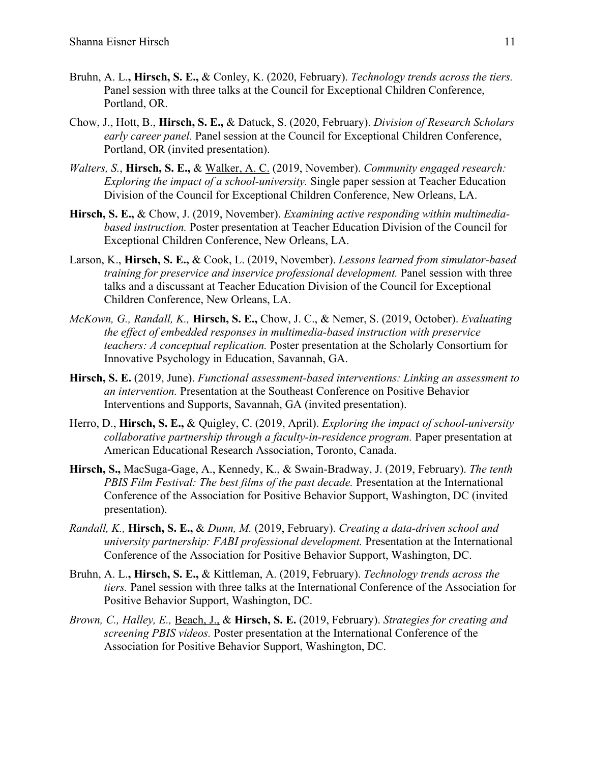Bruhn, A. L.**, Hirsch, S. E.,** & Conley, K. (2020, February). *Technology trends across the tiers.* Panel session with three talks at the Council for Exceptional Children Conference, Portland, OR.

Chow, J., Hott, B., **Hirsch, S. E.,** & Datuck, S. (2020, February). *Division of Research Scholars early career panel.* Panel session at the Council for Exceptional Children Conference, Portland, OR (invited presentation).

*Walters, S.*, **Hirsch, S. E.,** & <u>Walker, A. C.</u> (2019, November). *Community engaged research: Exploring the impact of a school-university.* Single paper session at Teacher Education Division of the Council for Exceptional Children Conference, New Orleans, LA.

**Hirsch, S. E.,** & Chow, J. (2019, November). *Examining active responding within multimedia-based instruction.* Poster presentation at Teacher Education Division of the Council for Exceptional Children Conference, New Orleans, LA.

Larson, K., **Hirsch, S. E.,** & Cook, L. (2019, November). *Lessons learned from simulator-based training for preservice and inservice professional development.* Panel session with three talks and a discussant at Teacher Education Division of the Council for Exceptional Children Conference, New Orleans, LA.

*McKown, G., Randall, K.,* **Hirsch, S. E.,** Chow, J. C., & Nemer, S. (2019, October). *Evaluating the effect of embedded responses in multimedia-based instruction with preservice teachers: A conceptual replication.* Poster presentation at the Scholarly Consortium for Innovative Psychology in Education, Savannah, GA.

**Hirsch, S. E.** (2019, June). *Functional assessment-based interventions: Linking an assessment to an intervention.* Presentation at the Southeast Conference on Positive Behavior Interventions and Supports, Savannah, GA (invited presentation).

Herro, D., **Hirsch, S. E.,** & Quigley, C. (2019, April). *Exploring the impact of school-university collaborative partnership through a faculty-in-residence program.* Paper presentation at American Educational Research Association, Toronto, Canada.

**Hirsch, S.,** MacSuga-Gage, A., Kennedy, K., & Swain-Bradway, J. (2019, February). *The tenth PBIS Film Festival: The best films of the past decade.* Presentation at the International Conference of the Association for Positive Behavior Support, Washington, DC (invited presentation).

*Randall, K.,* **Hirsch, S. E.,** & *Dunn, M.* (2019, February). *Creating a data-driven school and university partnership: FABI professional development.* Presentation at the International Conference of the Association for Positive Behavior Support, Washington, DC.

Bruhn, A. L.**, Hirsch, S. E.,** & Kittleman, A. (2019, February). *Technology trends across the tiers.* Panel session with three talks at the International Conference of the Association for Positive Behavior Support, Washington, DC.

*Brown, C., Halley, E.,* <u>Beach, J.,</u> & **Hirsch, S. E.** (2019, February). *Strategies for creating and screening PBIS videos.* Poster presentation at the International Conference of the Association for Positive Behavior Support, Washington, DC.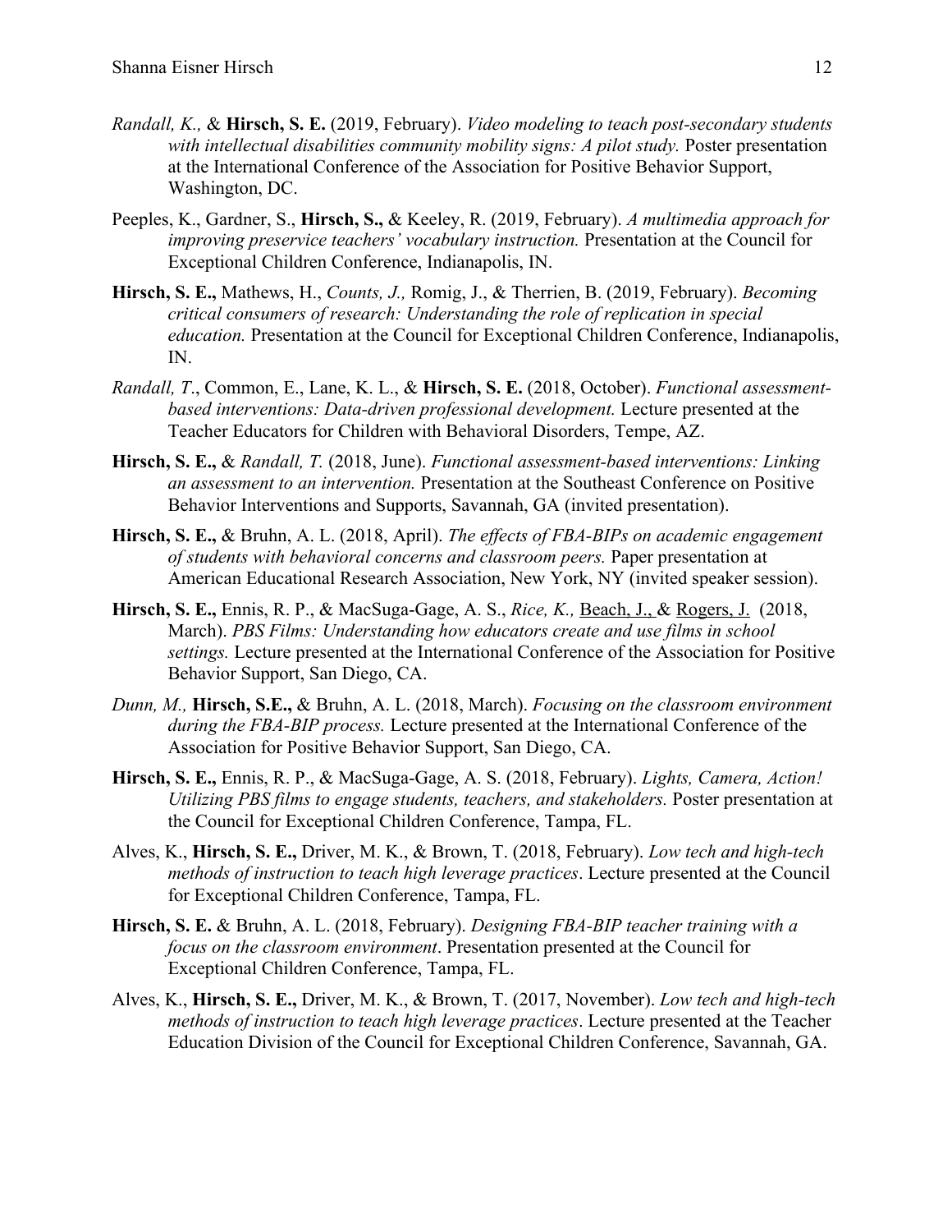*Randall, K.,* & **Hirsch, S. E.** (2019, February). *Video modeling to teach post-secondary students with intellectual disabilities community mobility signs: A pilot study.* Poster presentation at the International Conference of the Association for Positive Behavior Support, Washington, DC.

Peeples, K., Gardner, S., **Hirsch, S.,** & Keeley, R. (2019, February). *A multimedia approach for improving preservice teachers' vocabulary instruction.* Presentation at the Council for Exceptional Children Conference, Indianapolis, IN.

**Hirsch, S. E.,** Mathews, H., *Counts, J.,* Romig, J., & Therrien, B. (2019, February). *Becoming critical consumers of research: Understanding the role of replication in special education.* Presentation at the Council for Exceptional Children Conference, Indianapolis, IN.

*Randall, T*., Common, E., Lane, K. L., & **Hirsch, S. E.** (2018, October). *Functional assessment-based interventions: Data-driven professional development.* Lecture presented at the Teacher Educators for Children with Behavioral Disorders, Tempe, AZ.

**Hirsch, S. E.,** & *Randall, T.* (2018, June). *Functional assessment-based interventions: Linking an assessment to an intervention.* Presentation at the Southeast Conference on Positive Behavior Interventions and Supports, Savannah, GA (invited presentation).

**Hirsch, S. E.,** & Bruhn, A. L. (2018, April). *The effects of FBA-BIPs on academic engagement of students with behavioral concerns and classroom peers.* Paper presentation at American Educational Research Association, New York, NY (invited speaker session).

**Hirsch, S. E.,** Ennis, R. P., & MacSuga-Gage, A. S., *Rice, K.,* <u>Beach, J.,</u> & <u>Rogers, J.</u> (2018, March). *PBS Films: Understanding how educators create and use films in school settings.* Lecture presented at the International Conference of the Association for Positive Behavior Support, San Diego, CA.

*Dunn, M.,* **Hirsch, S.E.,** & Bruhn, A. L. (2018, March). *Focusing on the classroom environment during the FBA-BIP process.* Lecture presented at the International Conference of the Association for Positive Behavior Support, San Diego, CA.

**Hirsch, S. E.,** Ennis, R. P., & MacSuga-Gage, A. S. (2018, February). *Lights, Camera, Action! Utilizing PBS films to engage students, teachers, and stakeholders.* Poster presentation at the Council for Exceptional Children Conference, Tampa, FL.

Alves, K., **Hirsch, S. E.,** Driver, M. K., & Brown, T. (2018, February). *Low tech and high-tech methods of instruction to teach high leverage practices*. Lecture presented at the Council for Exceptional Children Conference, Tampa, FL.

**Hirsch, S. E.** & Bruhn, A. L. (2018, February). *Designing FBA-BIP teacher training with a focus on the classroom environment*. Presentation presented at the Council for Exceptional Children Conference, Tampa, FL.

Alves, K., **Hirsch, S. E.,** Driver, M. K., & Brown, T. (2017, November). *Low tech and high-tech methods of instruction to teach high leverage practices*. Lecture presented at the Teacher Education Division of the Council for Exceptional Children Conference, Savannah, GA.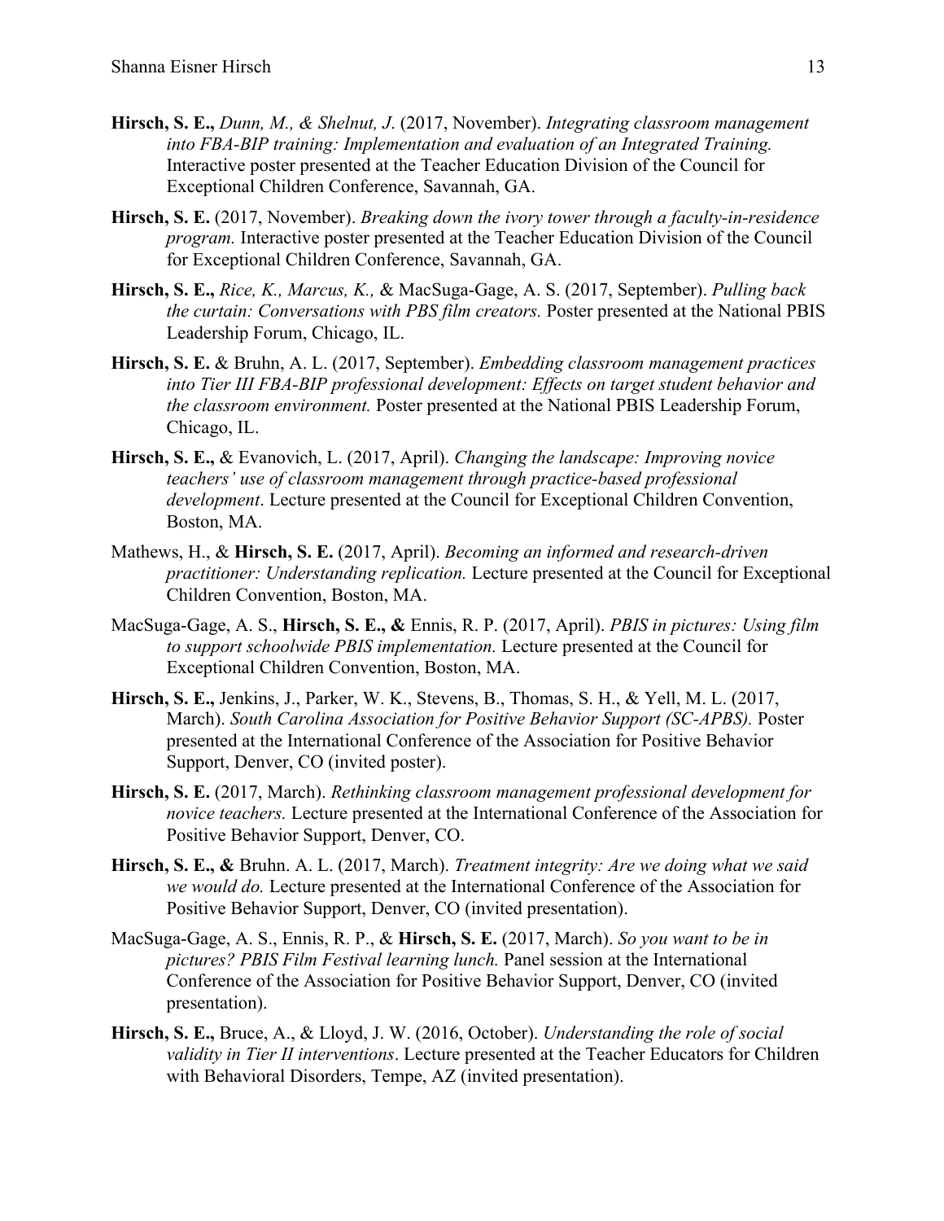**Hirsch, S. E.,** *Dunn, M., & Shelnut, J*. (2017, November). *Integrating classroom management into FBA-BIP training: Implementation and evaluation of an Integrated Training.* Interactive poster presented at the Teacher Education Division of the Council for Exceptional Children Conference, Savannah, GA.

**Hirsch, S. E.** (2017, November). *Breaking down the ivory tower through a faculty-in-residence program.* Interactive poster presented at the Teacher Education Division of the Council for Exceptional Children Conference, Savannah, GA.

**Hirsch, S. E.,** *Rice, K., Marcus, K.,* & MacSuga-Gage, A. S. (2017, September). *Pulling back the curtain: Conversations with PBS film creators.* Poster presented at the National PBIS Leadership Forum, Chicago, IL.

**Hirsch, S. E.** & Bruhn, A. L. (2017, September). *Embedding classroom management practices into Tier III FBA-BIP professional development: Effects on target student behavior and the classroom environment.* Poster presented at the National PBIS Leadership Forum, Chicago, IL.

**Hirsch, S. E.,** & Evanovich, L. (2017, April). *Changing the landscape: Improving novice teachers' use of classroom management through practice-based professional development*. Lecture presented at the Council for Exceptional Children Convention, Boston, MA.

Mathews, H., & **Hirsch, S. E.** (2017, April). *Becoming an informed and research-driven practitioner: Understanding replication.* Lecture presented at the Council for Exceptional Children Convention, Boston, MA.

MacSuga-Gage, A. S., **Hirsch, S. E., &** Ennis, R. P. (2017, April). *PBIS in pictures: Using film to support schoolwide PBIS implementation.* Lecture presented at the Council for Exceptional Children Convention, Boston, MA.

**Hirsch, S. E.,** Jenkins, J., Parker, W. K., Stevens, B., Thomas, S. H., & Yell, M. L. (2017, March). *South Carolina Association for Positive Behavior Support (SC-APBS).* Poster presented at the International Conference of the Association for Positive Behavior Support, Denver, CO (invited poster).

**Hirsch, S. E.** (2017, March). *Rethinking classroom management professional development for novice teachers.* Lecture presented at the International Conference of the Association for Positive Behavior Support, Denver, CO.

**Hirsch, S. E., &** Bruhn. A. L. (2017, March). *Treatment integrity: Are we doing what we said we would do.* Lecture presented at the International Conference of the Association for Positive Behavior Support, Denver, CO (invited presentation).

MacSuga-Gage, A. S., Ennis, R. P., & **Hirsch, S. E.** (2017, March). *So you want to be in pictures? PBIS Film Festival learning lunch.* Panel session at the International Conference of the Association for Positive Behavior Support, Denver, CO (invited presentation).

**Hirsch, S. E.,** Bruce, A., & Lloyd, J. W. (2016, October). *Understanding the role of social validity in Tier II interventions*. Lecture presented at the Teacher Educators for Children with Behavioral Disorders, Tempe, AZ (invited presentation).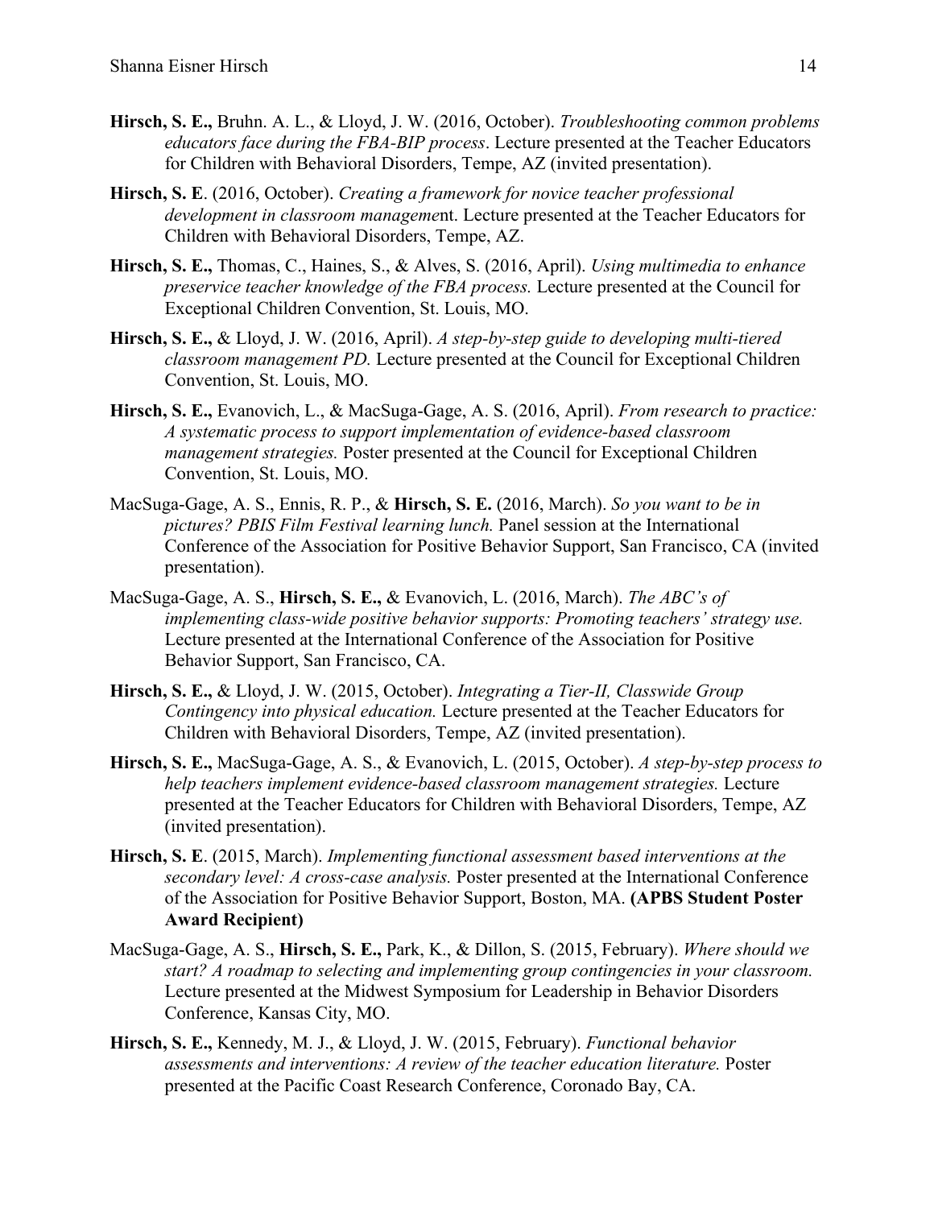**Hirsch, S. E.,** Bruhn. A. L., & Lloyd, J. W. (2016, October). *Troubleshooting common problems educators face during the FBA-BIP process*. Lecture presented at the Teacher Educators for Children with Behavioral Disorders, Tempe, AZ (invited presentation).

**Hirsch, S. E**. (2016, October). *Creating a framework for novice teacher professional development in classroom managemen*t. Lecture presented at the Teacher Educators for Children with Behavioral Disorders, Tempe, AZ.

**Hirsch, S. E.,** Thomas, C., Haines, S., & Alves, S. (2016, April). *Using multimedia to enhance preservice teacher knowledge of the FBA process.* Lecture presented at the Council for Exceptional Children Convention, St. Louis, MO.

**Hirsch, S. E.,** & Lloyd, J. W. (2016, April). *A step-by-step guide to developing multi-tiered classroom management PD.* Lecture presented at the Council for Exceptional Children Convention, St. Louis, MO.

**Hirsch, S. E.,** Evanovich, L., & MacSuga-Gage, A. S. (2016, April). *From research to practice: A systematic process to support implementation of evidence-based classroom management strategies.* Poster presented at the Council for Exceptional Children Convention, St. Louis, MO.

MacSuga-Gage, A. S., Ennis, R. P., & **Hirsch, S. E.** (2016, March). *So you want to be in pictures? PBIS Film Festival learning lunch.* Panel session at the International Conference of the Association for Positive Behavior Support, San Francisco, CA (invited presentation).

MacSuga-Gage, A. S., **Hirsch, S. E.,** & Evanovich, L. (2016, March). *The ABC's of implementing class-wide positive behavior supports: Promoting teachers' strategy use.* Lecture presented at the International Conference of the Association for Positive Behavior Support, San Francisco, CA.

**Hirsch, S. E.,** & Lloyd, J. W. (2015, October). *Integrating a Tier-II, Classwide Group Contingency into physical education.* Lecture presented at the Teacher Educators for Children with Behavioral Disorders, Tempe, AZ (invited presentation).

**Hirsch, S. E.,** MacSuga-Gage, A. S., & Evanovich, L. (2015, October). *A step-by-step process to help teachers implement evidence-based classroom management strategies.* Lecture presented at the Teacher Educators for Children with Behavioral Disorders, Tempe, AZ (invited presentation).

**Hirsch, S. E**. (2015, March). *Implementing functional assessment based interventions at the secondary level: A cross-case analysis.* Poster presented at the International Conference of the Association for Positive Behavior Support, Boston, MA. **(APBS Student Poster Award Recipient)**

MacSuga-Gage, A. S., **Hirsch, S. E.,** Park, K., & Dillon, S. (2015, February). *Where should we start? A roadmap to selecting and implementing group contingencies in your classroom.* Lecture presented at the Midwest Symposium for Leadership in Behavior Disorders Conference, Kansas City, MO.

**Hirsch, S. E.,** Kennedy, M. J., & Lloyd, J. W. (2015, February). *Functional behavior assessments and interventions: A review of the teacher education literature.* Poster presented at the Pacific Coast Research Conference, Coronado Bay, CA.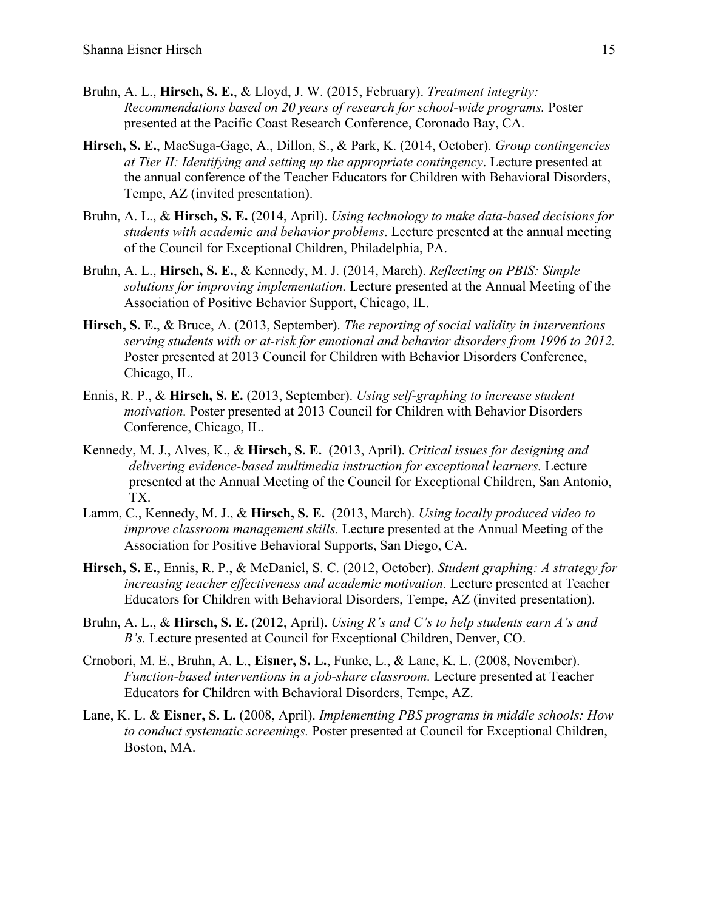Bruhn, A. L., **Hirsch, S. E.**, & Lloyd, J. W. (2015, February). *Treatment integrity: Recommendations based on 20 years of research for school-wide programs.* Poster presented at the Pacific Coast Research Conference, Coronado Bay, CA.

**Hirsch, S. E.**, MacSuga-Gage, A., Dillon, S., & Park, K. (2014, October). *Group contingencies at Tier II: Identifying and setting up the appropriate contingency*. Lecture presented at the annual conference of the Teacher Educators for Children with Behavioral Disorders, Tempe, AZ (invited presentation).

Bruhn, A. L., & **Hirsch, S. E.** (2014, April). *Using technology to make data-based decisions for students with academic and behavior problems*. Lecture presented at the annual meeting of the Council for Exceptional Children, Philadelphia, PA.

Bruhn, A. L., **Hirsch, S. E.**, & Kennedy, M. J. (2014, March). *Reflecting on PBIS: Simple solutions for improving implementation.* Lecture presented at the Annual Meeting of the Association of Positive Behavior Support, Chicago, IL.

**Hirsch, S. E.**, & Bruce, A. (2013, September). *The reporting of social validity in interventions serving students with or at-risk for emotional and behavior disorders from 1996 to 2012.* Poster presented at 2013 Council for Children with Behavior Disorders Conference, Chicago, IL.

Ennis, R. P., & **Hirsch, S. E.** (2013, September). *Using self-graphing to increase student motivation.* Poster presented at 2013 Council for Children with Behavior Disorders Conference, Chicago, IL.

Kennedy, M. J., Alves, K., & **Hirsch, S. E.** (2013, April). *Critical issues for designing and delivering evidence-based multimedia instruction for exceptional learners.* Lecture presented at the Annual Meeting of the Council for Exceptional Children, San Antonio, TX.

Lamm, C., Kennedy, M. J., & **Hirsch, S. E.** (2013, March). *Using locally produced video to improve classroom management skills.* Lecture presented at the Annual Meeting of the Association for Positive Behavioral Supports, San Diego, CA.

**Hirsch, S. E.**, Ennis, R. P., & McDaniel, S. C. (2012, October). *Student graphing: A strategy for increasing teacher effectiveness and academic motivation.* Lecture presented at Teacher Educators for Children with Behavioral Disorders, Tempe, AZ (invited presentation).

Bruhn, A. L., & **Hirsch, S. E.** (2012, April). *Using R's and C's to help students earn A's and B's.* Lecture presented at Council for Exceptional Children, Denver, CO.

Crnobori, M. E., Bruhn, A. L., **Eisner, S. L.**, Funke, L., & Lane, K. L. (2008, November). *Function-based interventions in a job-share classroom.* Lecture presented at Teacher Educators for Children with Behavioral Disorders, Tempe, AZ.

Lane, K. L. & **Eisner, S. L.** (2008, April). *Implementing PBS programs in middle schools: How to conduct systematic screenings.* Poster presented at Council for Exceptional Children, Boston, MA.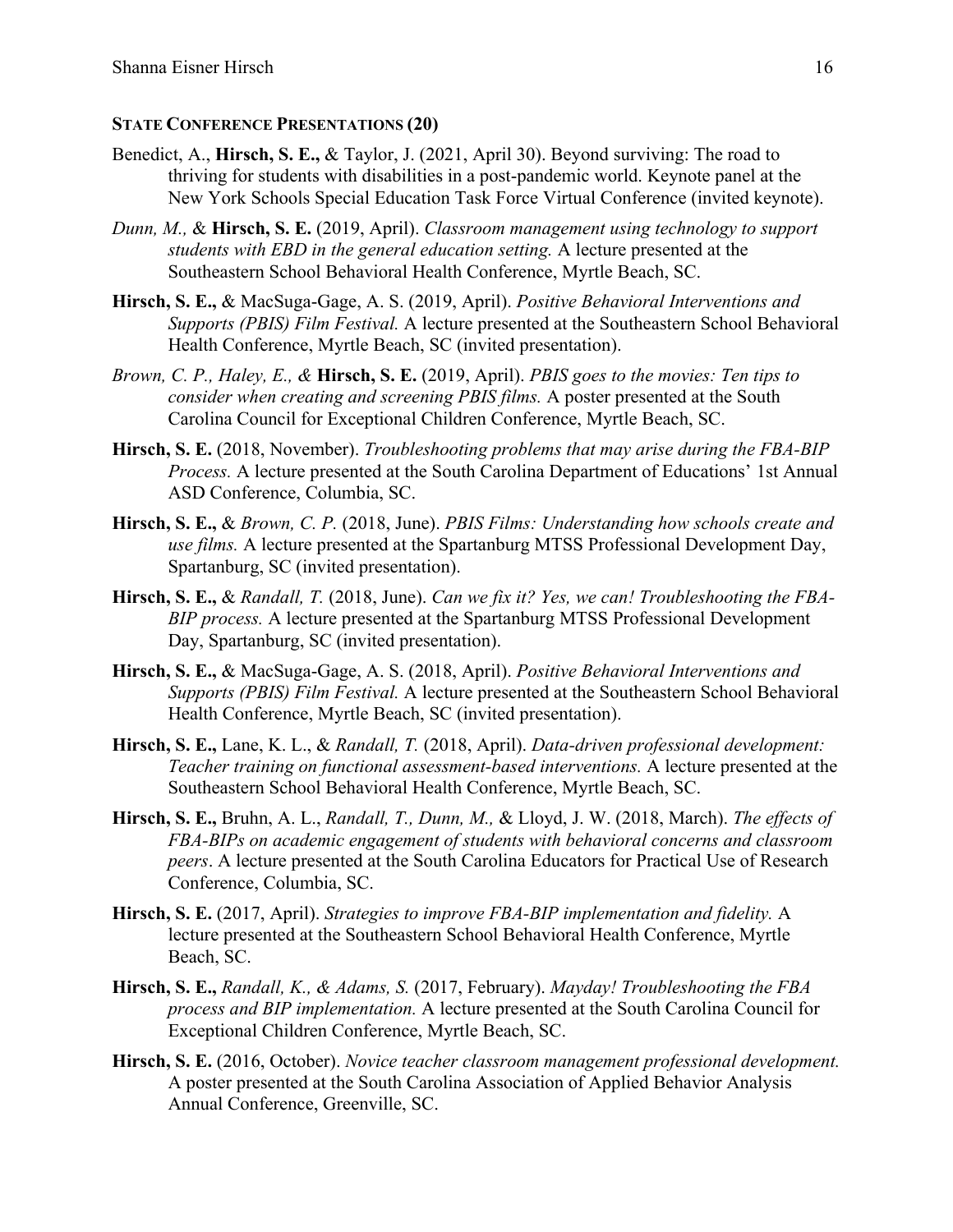### State Conference Presentations (20)

Benedict, A., **Hirsch, S. E.,** & Taylor, J. (2021, April 30). Beyond surviving: The road to thriving for students with disabilities in a post-pandemic world. Keynote panel at the New York Schools Special Education Task Force Virtual Conference (invited keynote).

*Dunn, M.,* & **Hirsch, S. E.** (2019, April). *Classroom management using technology to support students with EBD in the general education setting.* A lecture presented at the Southeastern School Behavioral Health Conference, Myrtle Beach, SC.

**Hirsch, S. E.,** & MacSuga-Gage, A. S. (2019, April). *Positive Behavioral Interventions and Supports (PBIS) Film Festival.* A lecture presented at the Southeastern School Behavioral Health Conference, Myrtle Beach, SC (invited presentation).

*Brown, C. P., Haley, E., &* **Hirsch, S. E.** (2019, April). *PBIS goes to the movies: Ten tips to consider when creating and screening PBIS films.* A poster presented at the South Carolina Council for Exceptional Children Conference, Myrtle Beach, SC.

**Hirsch, S. E.** (2018, November). *Troubleshooting problems that may arise during the FBA-BIP Process.* A lecture presented at the South Carolina Department of Educations' 1st Annual ASD Conference, Columbia, SC.

**Hirsch, S. E.,** & *Brown, C. P.* (2018, June). *PBIS Films: Understanding how schools create and use films.* A lecture presented at the Spartanburg MTSS Professional Development Day, Spartanburg, SC (invited presentation).

**Hirsch, S. E.,** & *Randall, T.* (2018, June). *Can we fix it? Yes, we can! Troubleshooting the FBA-BIP process.* A lecture presented at the Spartanburg MTSS Professional Development Day, Spartanburg, SC (invited presentation).

**Hirsch, S. E.,** & MacSuga-Gage, A. S. (2018, April). *Positive Behavioral Interventions and Supports (PBIS) Film Festival.* A lecture presented at the Southeastern School Behavioral Health Conference, Myrtle Beach, SC (invited presentation).

**Hirsch, S. E.,** Lane, K. L., & *Randall, T.* (2018, April). *Data-driven professional development: Teacher training on functional assessment-based interventions.* A lecture presented at the Southeastern School Behavioral Health Conference, Myrtle Beach, SC.

**Hirsch, S. E.,** Bruhn, A. L., *Randall, T., Dunn, M.,* & Lloyd, J. W. (2018, March). *The effects of FBA-BIPs on academic engagement of students with behavioral concerns and classroom peers*. A lecture presented at the South Carolina Educators for Practical Use of Research Conference, Columbia, SC.

**Hirsch, S. E.** (2017, April). *Strategies to improve FBA-BIP implementation and fidelity.* A lecture presented at the Southeastern School Behavioral Health Conference, Myrtle Beach, SC.

**Hirsch, S. E.,** *Randall, K., & Adams, S.* (2017, February). *Mayday! Troubleshooting the FBA process and BIP implementation.* A lecture presented at the South Carolina Council for Exceptional Children Conference, Myrtle Beach, SC.

**Hirsch, S. E.** (2016, October). *Novice teacher classroom management professional development.* A poster presented at the South Carolina Association of Applied Behavior Analysis Annual Conference, Greenville, SC.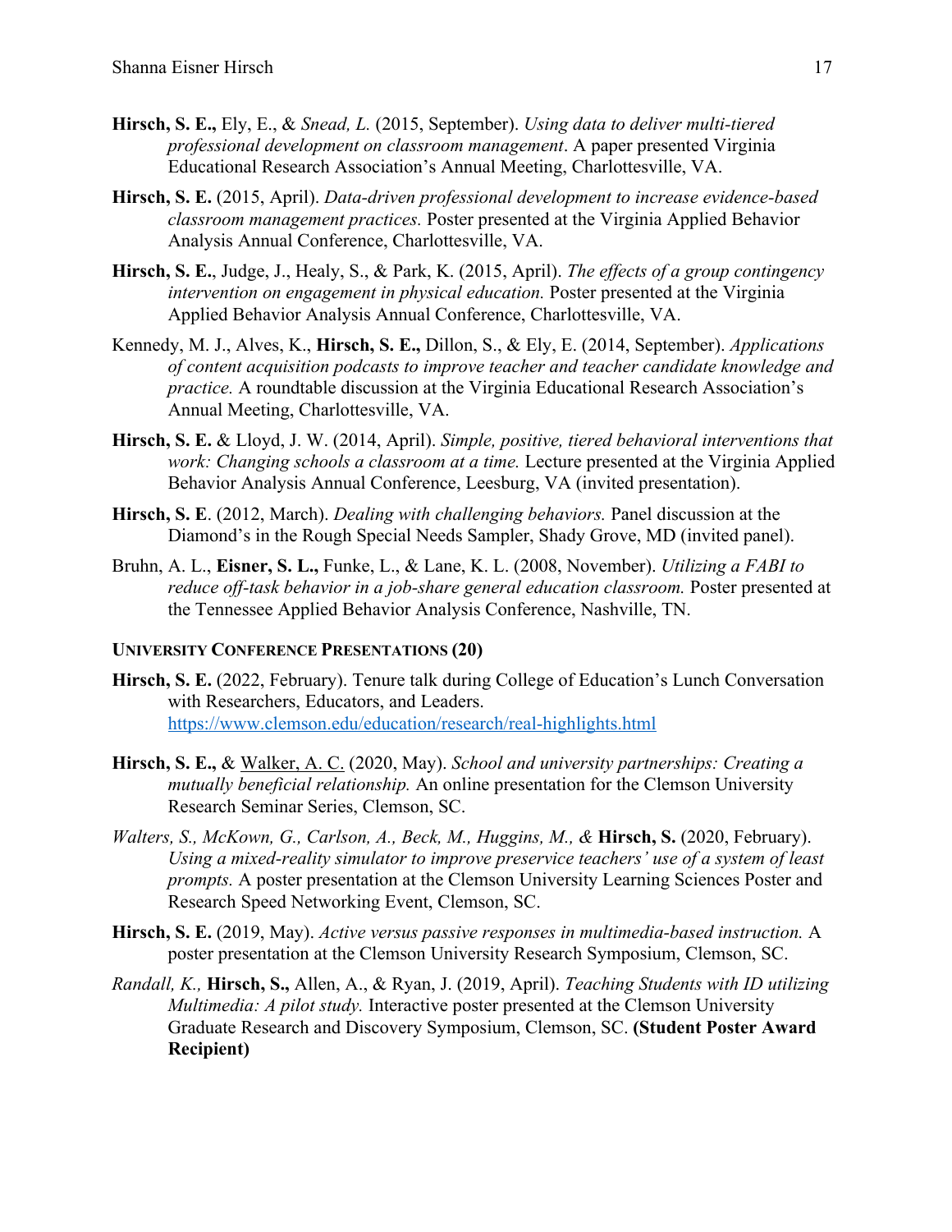**Hirsch, S. E.,** Ely, E., & *Snead, L.* (2015, September). *Using data to deliver multi-tiered professional development on classroom management*. A paper presented Virginia Educational Research Association's Annual Meeting, Charlottesville, VA.

**Hirsch, S. E.** (2015, April). *Data-driven professional development to increase evidence-based classroom management practices.* Poster presented at the Virginia Applied Behavior Analysis Annual Conference, Charlottesville, VA.

**Hirsch, S. E.**, Judge, J., Healy, S., & Park, K. (2015, April). *The effects of a group contingency intervention on engagement in physical education.* Poster presented at the Virginia Applied Behavior Analysis Annual Conference, Charlottesville, VA.

Kennedy, M. J., Alves, K., **Hirsch, S. E.,** Dillon, S., & Ely, E. (2014, September). *Applications of content acquisition podcasts to improve teacher and teacher candidate knowledge and practice.* A roundtable discussion at the Virginia Educational Research Association's Annual Meeting, Charlottesville, VA.

**Hirsch, S. E.** & Lloyd, J. W. (2014, April). *Simple, positive, tiered behavioral interventions that work: Changing schools a classroom at a time.* Lecture presented at the Virginia Applied Behavior Analysis Annual Conference, Leesburg, VA (invited presentation).

**Hirsch, S. E**. (2012, March). *Dealing with challenging behaviors.* Panel discussion at the Diamond's in the Rough Special Needs Sampler, Shady Grove, MD (invited panel).

Bruhn, A. L., **Eisner, S. L.,** Funke, L., & Lane, K. L. (2008, November). *Utilizing a FABI to reduce off-task behavior in a job-share general education classroom.* Poster presented at the Tennessee Applied Behavior Analysis Conference, Nashville, TN.

### UNIVERSITY CONFERENCE PRESENTATIONS (20)

**Hirsch, S. E.** (2022, February). Tenure talk during College of Education's Lunch Conversation with Researchers, Educators, and Leaders. https://www.clemson.edu/education/research/real-highlights.html

**Hirsch, S. E.,** & Walker, A. C. (2020, May). *School and university partnerships: Creating a mutually beneficial relationship.* An online presentation for the Clemson University Research Seminar Series, Clemson, SC.

*Walters, S., McKown, G., Carlson, A., Beck, M., Huggins, M., &* **Hirsch, S.** (2020, February). *Using a mixed-reality simulator to improve preservice teachers' use of a system of least prompts.* A poster presentation at the Clemson University Learning Sciences Poster and Research Speed Networking Event, Clemson, SC.

**Hirsch, S. E.** (2019, May). *Active versus passive responses in multimedia-based instruction.* A poster presentation at the Clemson University Research Symposium, Clemson, SC.

*Randall, K.,* **Hirsch, S.,** Allen, A., & Ryan, J. (2019, April). *Teaching Students with ID utilizing Multimedia: A pilot study.* Interactive poster presented at the Clemson University Graduate Research and Discovery Symposium, Clemson, SC. **(Student Poster Award Recipient)**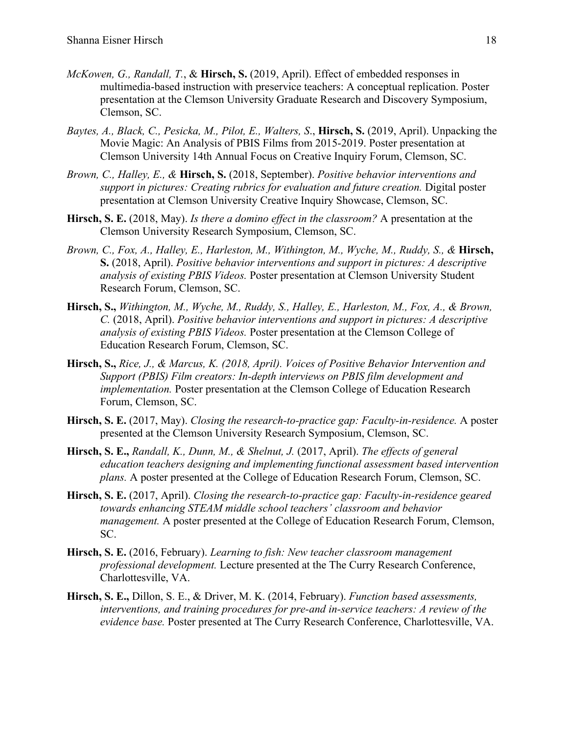*McKowen, G., Randall, T.*, & **Hirsch, S.** (2019, April). Effect of embedded responses in multimedia-based instruction with preservice teachers: A conceptual replication. Poster presentation at the Clemson University Graduate Research and Discovery Symposium, Clemson, SC.

*Baytes, A., Black, C., Pesicka, M., Pilot, E., Walters, S*., **Hirsch, S.** (2019, April). Unpacking the Movie Magic: An Analysis of PBIS Films from 2015-2019. Poster presentation at Clemson University 14th Annual Focus on Creative Inquiry Forum, Clemson, SC.

*Brown, C., Halley, E., &* **Hirsch, S.** (2018, September). *Positive behavior interventions and support in pictures: Creating rubrics for evaluation and future creation.* Digital poster presentation at Clemson University Creative Inquiry Showcase, Clemson, SC.

**Hirsch, S. E.** (2018, May). *Is there a domino effect in the classroom?* A presentation at the Clemson University Research Symposium, Clemson, SC.

*Brown, C., Fox, A., Halley, E., Harleston, M., Withington, M., Wyche, M., Ruddy, S., &* **Hirsch, S.** (2018, April). *Positive behavior interventions and support in pictures: A descriptive analysis of existing PBIS Videos.* Poster presentation at Clemson University Student Research Forum, Clemson, SC.

**Hirsch, S.,** *Withington, M., Wyche, M., Ruddy, S., Halley, E., Harleston, M., Fox, A., & Brown, C.* (2018, April). *Positive behavior interventions and support in pictures: A descriptive analysis of existing PBIS Videos.* Poster presentation at the Clemson College of Education Research Forum, Clemson, SC.

**Hirsch, S.,** *Rice, J., & Marcus, K. (2018, April). Voices of Positive Behavior Intervention and Support (PBIS) Film creators: In-depth interviews on PBIS film development and implementation.* Poster presentation at the Clemson College of Education Research Forum, Clemson, SC.

**Hirsch, S. E.** (2017, May). *Closing the research-to-practice gap: Faculty-in-residence.* A poster presented at the Clemson University Research Symposium, Clemson, SC.

**Hirsch, S. E.,** *Randall, K., Dunn, M., & Shelnut, J.* (2017, April). *The effects of general education teachers designing and implementing functional assessment based intervention plans.* A poster presented at the College of Education Research Forum, Clemson, SC.

**Hirsch, S. E.** (2017, April). *Closing the research-to-practice gap: Faculty-in-residence geared towards enhancing STEAM middle school teachers' classroom and behavior management.* A poster presented at the College of Education Research Forum, Clemson, SC.

**Hirsch, S. E.** (2016, February). *Learning to fish: New teacher classroom management professional development.* Lecture presented at the The Curry Research Conference, Charlottesville, VA.

**Hirsch, S. E.,** Dillon, S. E., & Driver, M. K. (2014, February). *Function based assessments, interventions, and training procedures for pre-and in-service teachers: A review of the evidence base.* Poster presented at The Curry Research Conference, Charlottesville, VA.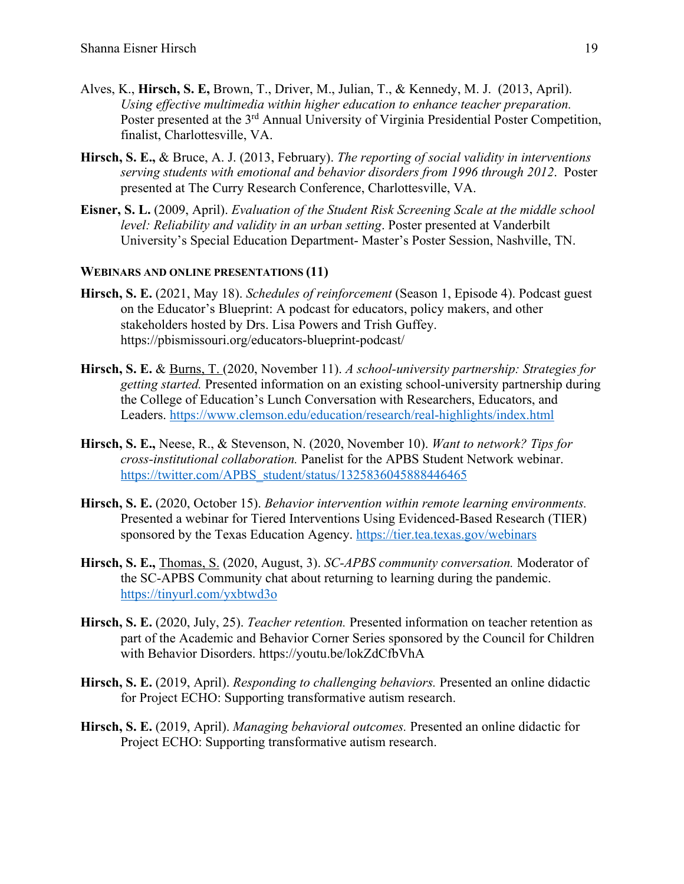Alves, K., **Hirsch, S. E,** Brown, T., Driver, M., Julian, T., & Kennedy, M. J. (2013, April). *Using effective multimedia within higher education to enhance teacher preparation.* Poster presented at the 3rd Annual University of Virginia Presidential Poster Competition, finalist, Charlottesville, VA.

**Hirsch, S. E.,** & Bruce, A. J. (2013, February). *The reporting of social validity in interventions serving students with emotional and behavior disorders from 1996 through 2012*. Poster presented at The Curry Research Conference, Charlottesville, VA.

**Eisner, S. L.** (2009, April). *Evaluation of the Student Risk Screening Scale at the middle school level: Reliability and validity in an urban setting*. Poster presented at Vanderbilt University's Special Education Department- Master's Poster Session, Nashville, TN.

**WEBINARS AND ONLINE PRESENTATIONS (11)**

**Hirsch, S. E.** (2021, May 18). *Schedules of reinforcement* (Season 1, Episode 4). Podcast guest on the Educator's Blueprint: A podcast for educators, policy makers, and other stakeholders hosted by Drs. Lisa Powers and Trish Guffey. https://pbismissouri.org/educators-blueprint-podcast/

**Hirsch, S. E.** & Burns, T. (2020, November 11). *A school-university partnership: Strategies for getting started.* Presented information on an existing school-university partnership during the College of Education's Lunch Conversation with Researchers, Educators, and Leaders. https://www.clemson.edu/education/research/real-highlights/index.html

**Hirsch, S. E.,** Neese, R., & Stevenson, N. (2020, November 10). *Want to network? Tips for cross-institutional collaboration.* Panelist for the APBS Student Network webinar. https://twitter.com/APBS_student/status/1325836045888446465

**Hirsch, S. E.** (2020, October 15). *Behavior intervention within remote learning environments.* Presented a webinar for Tiered Interventions Using Evidenced-Based Research (TIER) sponsored by the Texas Education Agency. https://tier.tea.texas.gov/webinars

**Hirsch, S. E.,** Thomas, S. (2020, August, 3). *SC-APBS community conversation.* Moderator of the SC-APBS Community chat about returning to learning during the pandemic. https://tinyurl.com/yxbtwd3o

**Hirsch, S. E.** (2020, July, 25). *Teacher retention.* Presented information on teacher retention as part of the Academic and Behavior Corner Series sponsored by the Council for Children with Behavior Disorders. https://youtu.be/lokZdCfbVhA

**Hirsch, S. E.** (2019, April). *Responding to challenging behaviors.* Presented an online didactic for Project ECHO: Supporting transformative autism research.

**Hirsch, S. E.** (2019, April). *Managing behavioral outcomes.* Presented an online didactic for Project ECHO: Supporting transformative autism research.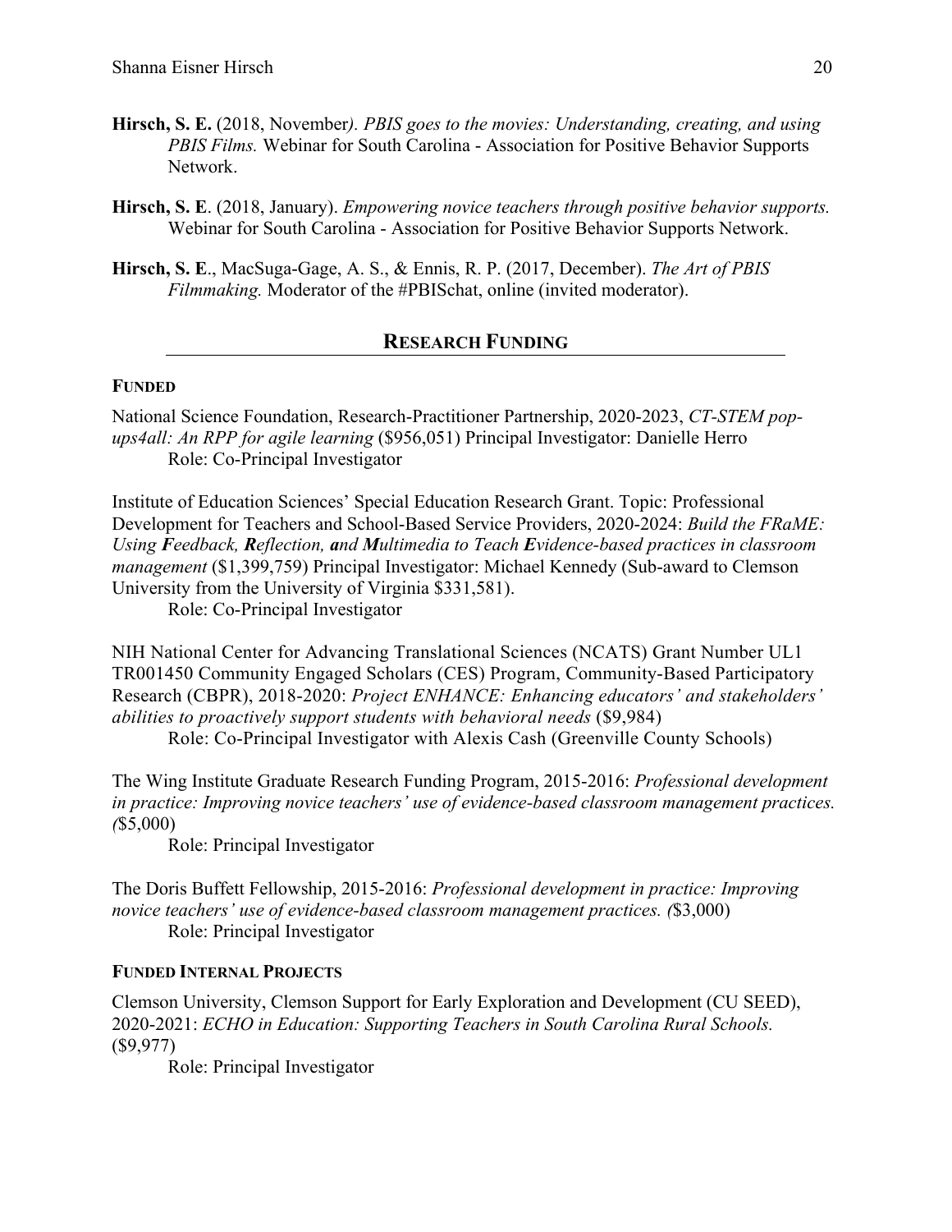**Hirsch, S. E.** (2018, November*). PBIS goes to the movies: Understanding, creating, and using PBIS Films.* Webinar for South Carolina - Association for Positive Behavior Supports Network.

**Hirsch, S. E**. (2018, January). *Empowering novice teachers through positive behavior supports.* Webinar for South Carolina - Association for Positive Behavior Supports Network.

**Hirsch, S. E**., MacSuga-Gage, A. S., & Ennis, R. P. (2017, December). *The Art of PBIS Filmmaking.* Moderator of the #PBISchat, online (invited moderator).

## RESEARCH FUNDING

### FUNDED

National Science Foundation, Research-Practitioner Partnership, 2020-2023, *CT-STEM pop-ups4all: An RPP for agile learning* ($956,051) Principal Investigator: Danielle Herro
Role: Co-Principal Investigator

Institute of Education Sciences' Special Education Research Grant. Topic: Professional Development for Teachers and School-Based Service Providers, 2020-2024: *Build the FRaME: Using **F**eedback, **R**eflection, **a**nd **M**ultimedia to Teach **E**vidence-based practices in classroom management* ($1,399,759) Principal Investigator: Michael Kennedy (Sub-award to Clemson University from the University of Virginia $331,581).
Role: Co-Principal Investigator

NIH National Center for Advancing Translational Sciences (NCATS) Grant Number UL1 TR001450 Community Engaged Scholars (CES) Program, Community-Based Participatory Research (CBPR), 2018-2020: *Project ENHANCE: Enhancing educators' and stakeholders' abilities to proactively support students with behavioral needs* ($9,984)
Role: Co-Principal Investigator with Alexis Cash (Greenville County Schools)

The Wing Institute Graduate Research Funding Program, 2015-2016: *Professional development in practice: Improving novice teachers' use of evidence-based classroom management practices. (*$5,000)
Role: Principal Investigator

The Doris Buffett Fellowship, 2015-2016: *Professional development in practice: Improving novice teachers' use of evidence-based classroom management practices. (*$3,000)
Role: Principal Investigator

### FUNDED INTERNAL PROJECTS

Clemson University, Clemson Support for Early Exploration and Development (CU SEED), 2020-2021: *ECHO in Education: Supporting Teachers in South Carolina Rural Schools.* ($9,977)
Role: Principal Investigator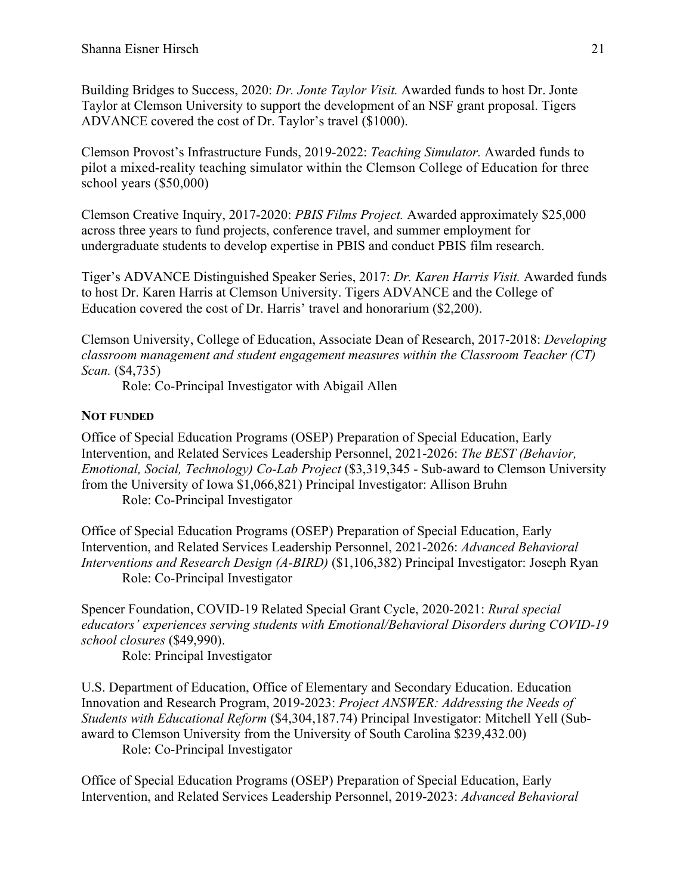Building Bridges to Success, 2020: *Dr. Jonte Taylor Visit.* Awarded funds to host Dr. Jonte Taylor at Clemson University to support the development of an NSF grant proposal. Tigers ADVANCE covered the cost of Dr. Taylor's travel ($1000).

Clemson Provost's Infrastructure Funds, 2019-2022: *Teaching Simulator.* Awarded funds to pilot a mixed-reality teaching simulator within the Clemson College of Education for three school years ($50,000)

Clemson Creative Inquiry, 2017-2020: *PBIS Films Project.* Awarded approximately $25,000 across three years to fund projects, conference travel, and summer employment for undergraduate students to develop expertise in PBIS and conduct PBIS film research.

Tiger's ADVANCE Distinguished Speaker Series, 2017: *Dr. Karen Harris Visit.* Awarded funds to host Dr. Karen Harris at Clemson University. Tigers ADVANCE and the College of Education covered the cost of Dr. Harris' travel and honorarium ($2,200).

Clemson University, College of Education, Associate Dean of Research, 2017-2018: *Developing classroom management and student engagement measures within the Classroom Teacher (CT) Scan.* ($4,735)
Role: Co-Principal Investigator with Abigail Allen

**NOT FUNDED**

Office of Special Education Programs (OSEP) Preparation of Special Education, Early Intervention, and Related Services Leadership Personnel, 2021-2026: *The BEST (Behavior, Emotional, Social, Technology) Co-Lab Project* ($3,319,345 - Sub-award to Clemson University from the University of Iowa $1,066,821) Principal Investigator: Allison Bruhn
Role: Co-Principal Investigator

Office of Special Education Programs (OSEP) Preparation of Special Education, Early Intervention, and Related Services Leadership Personnel, 2021-2026: *Advanced Behavioral Interventions and Research Design (A-BIRD)* ($1,106,382) Principal Investigator: Joseph Ryan
Role: Co-Principal Investigator

Spencer Foundation, COVID-19 Related Special Grant Cycle, 2020-2021: *Rural special educators' experiences serving students with Emotional/Behavioral Disorders during COVID-19 school closures* ($49,990).
Role: Principal Investigator

U.S. Department of Education, Office of Elementary and Secondary Education. Education Innovation and Research Program, 2019-2023: *Project ANSWER: Addressing the Needs of Students with Educational Reform* ($4,304,187.74) Principal Investigator: Mitchell Yell (Sub-award to Clemson University from the University of South Carolina $239,432.00)
Role: Co-Principal Investigator

Office of Special Education Programs (OSEP) Preparation of Special Education, Early Intervention, and Related Services Leadership Personnel, 2019-2023: *Advanced Behavioral*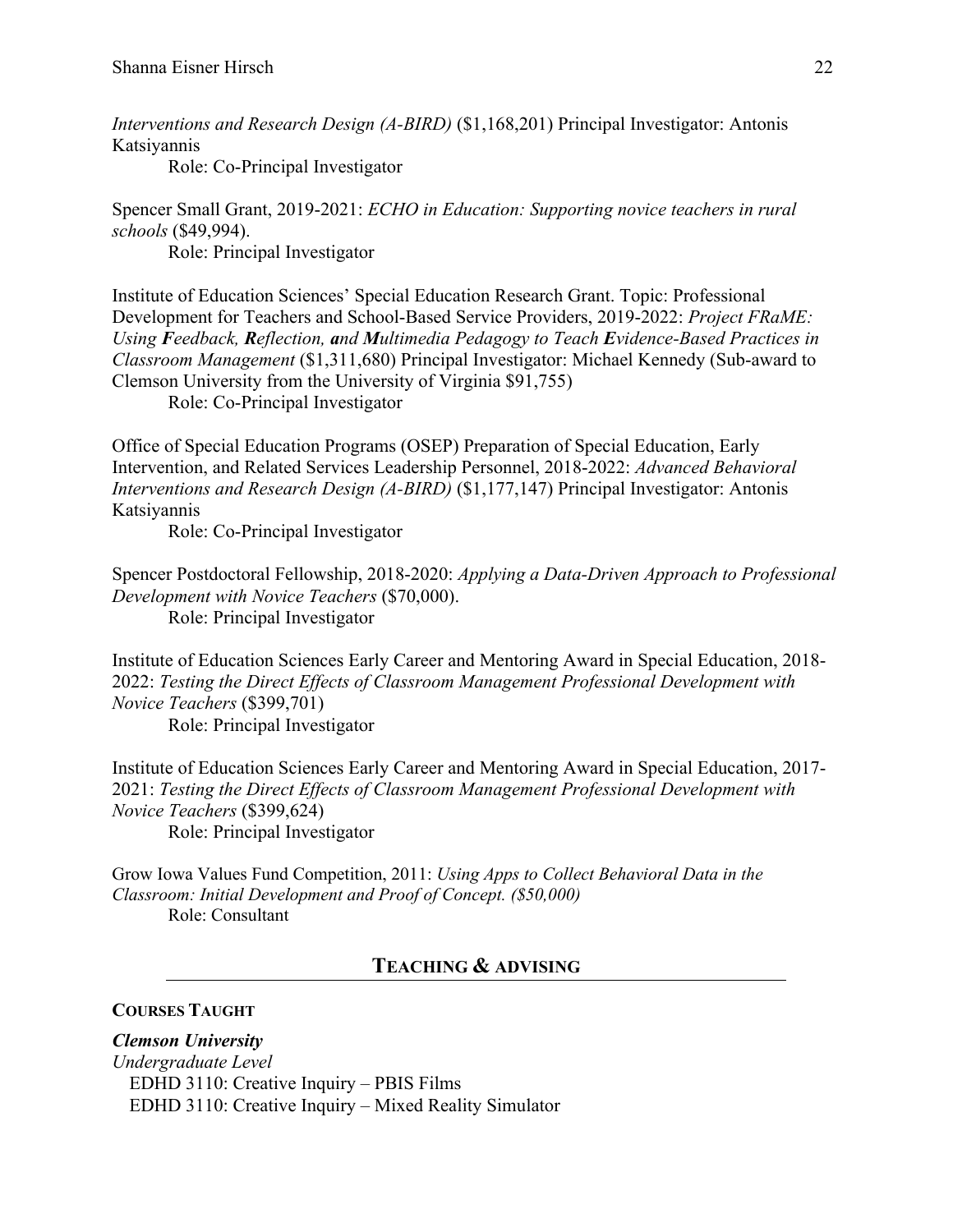*Interventions and Research Design (A-BIRD)* ($1,168,201) Principal Investigator: Antonis Katsiyannis
Role: Co-Principal Investigator

Spencer Small Grant, 2019-2021: *ECHO in Education: Supporting novice teachers in rural schools* ($49,994).
Role: Principal Investigator

Institute of Education Sciences' Special Education Research Grant. Topic: Professional Development for Teachers and School-Based Service Providers, 2019-2022: *Project FRaME: Using **F**eedback, **R**eflection, **a**nd **M**ultimedia Pedagogy to Teach **E**vidence-Based Practices in Classroom Management* ($1,311,680) Principal Investigator: Michael Kennedy (Sub-award to Clemson University from the University of Virginia $91,755)
Role: Co-Principal Investigator

Office of Special Education Programs (OSEP) Preparation of Special Education, Early Intervention, and Related Services Leadership Personnel, 2018-2022: *Advanced Behavioral Interventions and Research Design (A-BIRD)* ($1,177,147) Principal Investigator: Antonis Katsiyannis
Role: Co-Principal Investigator

Spencer Postdoctoral Fellowship, 2018-2020: *Applying a Data-Driven Approach to Professional Development with Novice Teachers* ($70,000).
Role: Principal Investigator

Institute of Education Sciences Early Career and Mentoring Award in Special Education, 2018-2022: *Testing the Direct Effects of Classroom Management Professional Development with Novice Teachers* ($399,701)
Role: Principal Investigator

Institute of Education Sciences Early Career and Mentoring Award in Special Education, 2017-2021: *Testing the Direct Effects of Classroom Management Professional Development with Novice Teachers* ($399,624)
Role: Principal Investigator

Grow Iowa Values Fund Competition, 2011: *Using Apps to Collect Behavioral Data in the Classroom: Initial Development and Proof of Concept. ($50,000)*
Role: Consultant

## TEACHING & ADVISING

### COURSES TAUGHT

***Clemson University***

*Undergraduate Level*

EDHD 3110: Creative Inquiry – PBIS Films
EDHD 3110: Creative Inquiry – Mixed Reality Simulator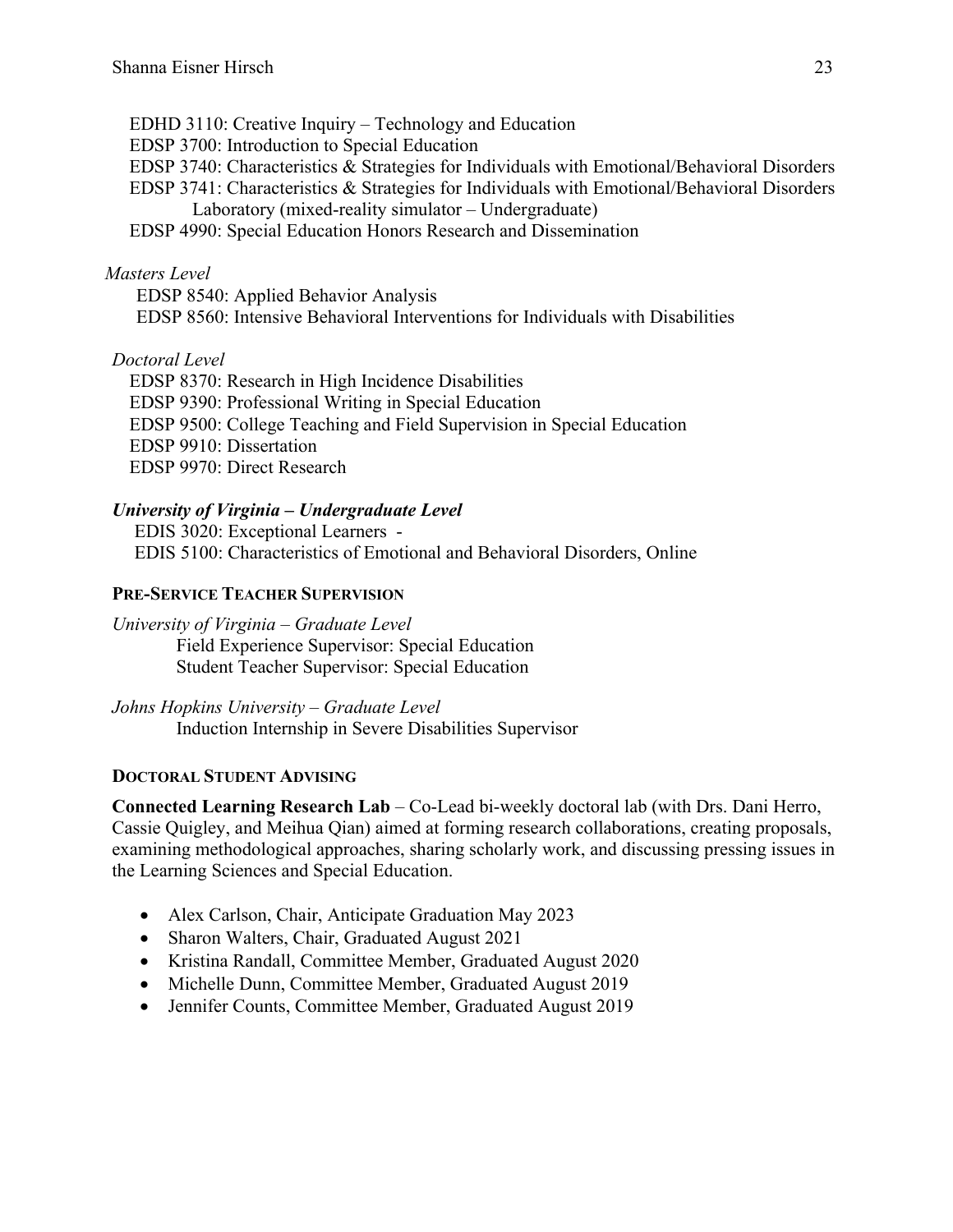EDHD 3110: Creative Inquiry – Technology and Education
EDSP 3700: Introduction to Special Education
EDSP 3740: Characteristics & Strategies for Individuals with Emotional/Behavioral Disorders
EDSP 3741: Characteristics & Strategies for Individuals with Emotional/Behavioral Disorders Laboratory (mixed-reality simulator – Undergraduate)
EDSP 4990: Special Education Honors Research and Dissemination

*Masters Level*

EDSP 8540: Applied Behavior Analysis
EDSP 8560: Intensive Behavioral Interventions for Individuals with Disabilities

*Doctoral Level*

EDSP 8370: Research in High Incidence Disabilities
EDSP 9390: Professional Writing in Special Education
EDSP 9500: College Teaching and Field Supervision in Special Education
EDSP 9910: Dissertation
EDSP 9970: Direct Research

***University of Virginia – Undergraduate Level***

EDIS 3020: Exceptional Learners -
EDIS 5100: Characteristics of Emotional and Behavioral Disorders, Online

### PRE-SERVICE TEACHER SUPERVISION

*University of Virginia – Graduate Level*

Field Experience Supervisor: Special Education
Student Teacher Supervisor: Special Education

*Johns Hopkins University – Graduate Level*

Induction Internship in Severe Disabilities Supervisor

### DOCTORAL STUDENT ADVISING

**Connected Learning Research Lab** – Co-Lead bi-weekly doctoral lab (with Drs. Dani Herro, Cassie Quigley, and Meihua Qian) aimed at forming research collaborations, creating proposals, examining methodological approaches, sharing scholarly work, and discussing pressing issues in the Learning Sciences and Special Education.

- Alex Carlson, Chair, Anticipate Graduation May 2023
- Sharon Walters, Chair, Graduated August 2021
- Kristina Randall, Committee Member, Graduated August 2020
- Michelle Dunn, Committee Member, Graduated August 2019
- Jennifer Counts, Committee Member, Graduated August 2019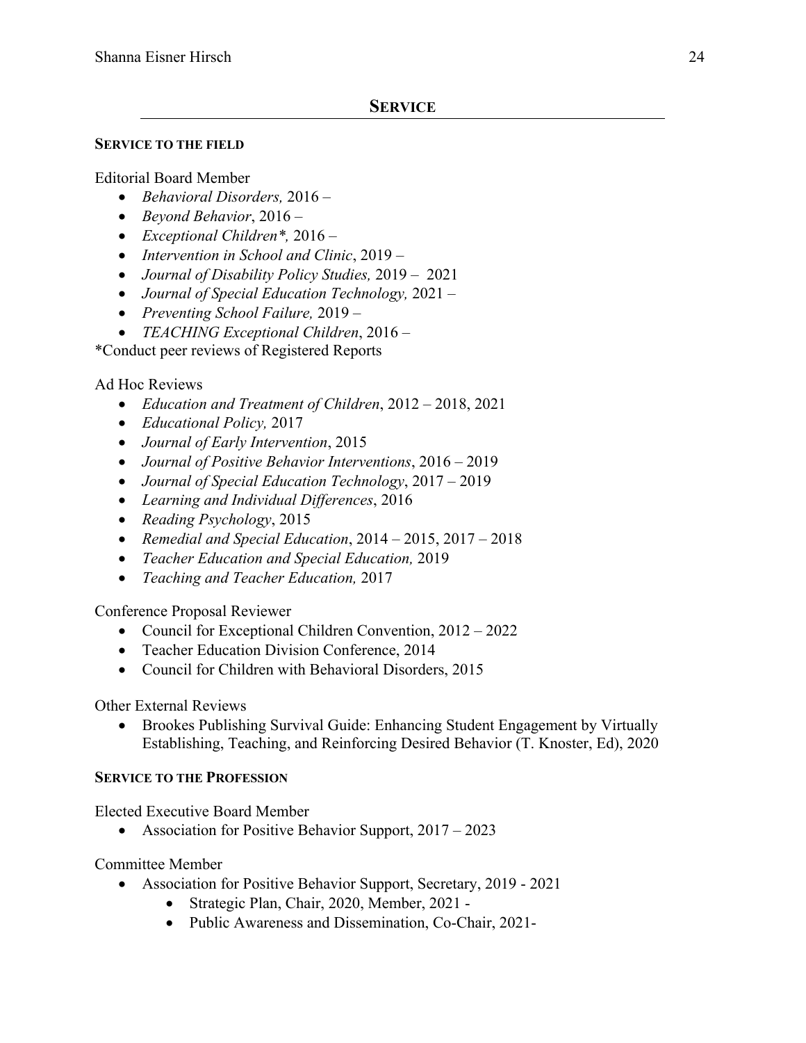## SERVICE

### SERVICE TO THE FIELD

Editorial Board Member

- *Behavioral Disorders,* 2016 –
- *Beyond Behavior*, 2016 –
- *Exceptional Children*\*, 2016 –
- *Intervention in School and Clinic*, 2019 –
- *Journal of Disability Policy Studies,* 2019 – 2021
- *Journal of Special Education Technology,* 2021 –
- *Preventing School Failure,* 2019 –
- *TEACHING Exceptional Children*, 2016 –

*Conduct peer reviews of Registered Reports

Ad Hoc Reviews

- *Education and Treatment of Children*, 2012 – 2018, 2021
- *Educational Policy,* 2017
- *Journal of Early Intervention*, 2015
- *Journal of Positive Behavior Interventions*, 2016 – 2019
- *Journal of Special Education Technology*, 2017 – 2019
- *Learning and Individual Differences*, 2016
- *Reading Psychology*, 2015
- *Remedial and Special Education*, 2014 – 2015, 2017 – 2018
- *Teacher Education and Special Education,* 2019
- *Teaching and Teacher Education,* 2017

Conference Proposal Reviewer

- Council for Exceptional Children Convention, 2012 – 2022
- Teacher Education Division Conference, 2014
- Council for Children with Behavioral Disorders, 2015

Other External Reviews

- Brookes Publishing Survival Guide: Enhancing Student Engagement by Virtually Establishing, Teaching, and Reinforcing Desired Behavior (T. Knoster, Ed), 2020

### SERVICE TO THE PROFESSION

Elected Executive Board Member

- Association for Positive Behavior Support, 2017 – 2023

Committee Member

- Association for Positive Behavior Support, Secretary, 2019 - 2021
    - Strategic Plan, Chair, 2020, Member, 2021 -
    - Public Awareness and Dissemination, Co-Chair, 2021-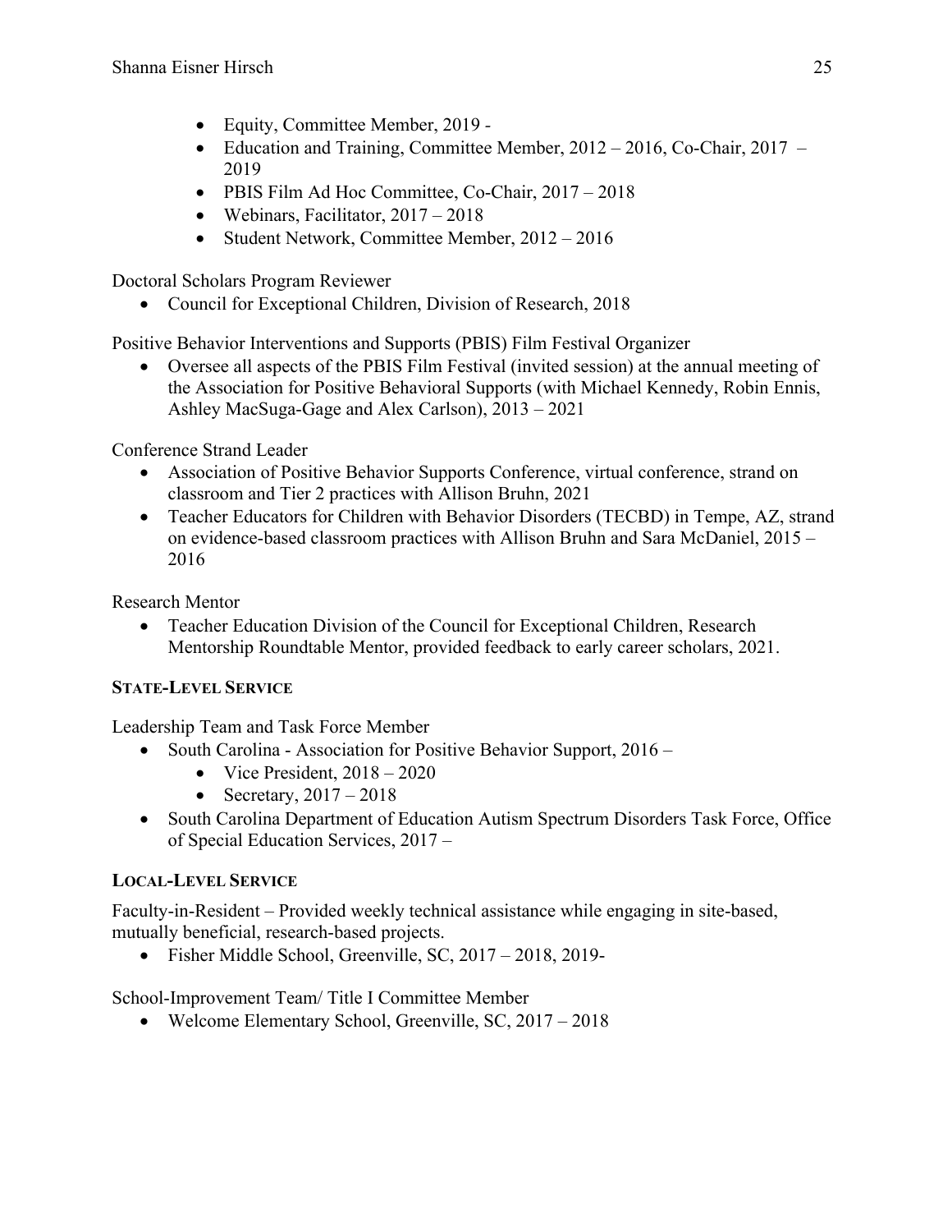- Equity, Committee Member, 2019 -
- Education and Training, Committee Member, 2012 – 2016, Co-Chair, 2017 – 2019
- PBIS Film Ad Hoc Committee, Co-Chair, 2017 – 2018
- Webinars, Facilitator, 2017 – 2018
- Student Network, Committee Member, 2012 – 2016

Doctoral Scholars Program Reviewer

- Council for Exceptional Children, Division of Research, 2018

Positive Behavior Interventions and Supports (PBIS) Film Festival Organizer

- Oversee all aspects of the PBIS Film Festival (invited session) at the annual meeting of the Association for Positive Behavioral Supports (with Michael Kennedy, Robin Ennis, Ashley MacSuga-Gage and Alex Carlson), 2013 – 2021

Conference Strand Leader

- Association of Positive Behavior Supports Conference, virtual conference, strand on classroom and Tier 2 practices with Allison Bruhn, 2021
- Teacher Educators for Children with Behavior Disorders (TECBD) in Tempe, AZ, strand on evidence-based classroom practices with Allison Bruhn and Sara McDaniel, 2015 – 2016

Research Mentor

- Teacher Education Division of the Council for Exceptional Children, Research Mentorship Roundtable Mentor, provided feedback to early career scholars, 2021.

### State-Level Service

Leadership Team and Task Force Member

- South Carolina - Association for Positive Behavior Support, 2016 –
  - Vice President, 2018 – 2020
  - Secretary, 2017 – 2018
- South Carolina Department of Education Autism Spectrum Disorders Task Force, Office of Special Education Services, 2017 –

### Local-Level Service

Faculty-in-Resident – Provided weekly technical assistance while engaging in site-based, mutually beneficial, research-based projects.

- Fisher Middle School, Greenville, SC, 2017 – 2018, 2019-

School-Improvement Team/ Title I Committee Member

- Welcome Elementary School, Greenville, SC, 2017 – 2018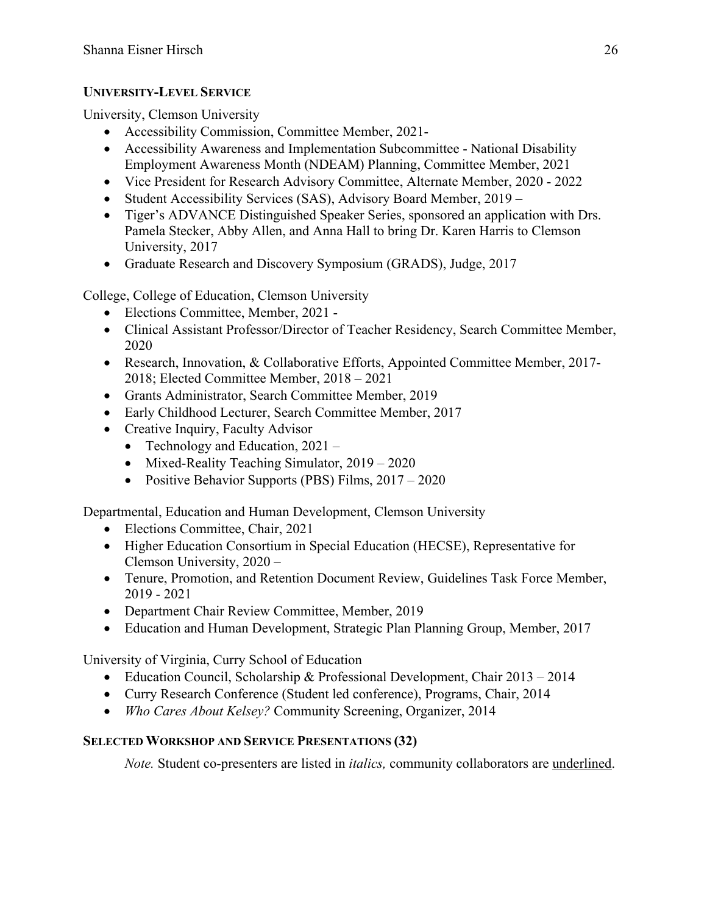### University-Level Service

University, Clemson University

- Accessibility Commission, Committee Member, 2021-
- Accessibility Awareness and Implementation Subcommittee - National Disability Employment Awareness Month (NDEAM) Planning, Committee Member, 2021
- Vice President for Research Advisory Committee, Alternate Member, 2020 - 2022
- Student Accessibility Services (SAS), Advisory Board Member, 2019 –
- Tiger's ADVANCE Distinguished Speaker Series, sponsored an application with Drs. Pamela Stecker, Abby Allen, and Anna Hall to bring Dr. Karen Harris to Clemson University, 2017
- Graduate Research and Discovery Symposium (GRADS), Judge, 2017

College, College of Education, Clemson University

- Elections Committee, Member, 2021 -
- Clinical Assistant Professor/Director of Teacher Residency, Search Committee Member, 2020
- Research, Innovation, & Collaborative Efforts, Appointed Committee Member, 2017-2018; Elected Committee Member, 2018 – 2021
- Grants Administrator, Search Committee Member, 2019
- Early Childhood Lecturer, Search Committee Member, 2017
- Creative Inquiry, Faculty Advisor
  - Technology and Education, 2021 –
  - Mixed-Reality Teaching Simulator, 2019 – 2020
  - Positive Behavior Supports (PBS) Films, 2017 – 2020

Departmental, Education and Human Development, Clemson University

- Elections Committee, Chair, 2021
- Higher Education Consortium in Special Education (HECSE), Representative for Clemson University, 2020 –
- Tenure, Promotion, and Retention Document Review, Guidelines Task Force Member, 2019 - 2021
- Department Chair Review Committee, Member, 2019
- Education and Human Development, Strategic Plan Planning Group, Member, 2017

University of Virginia, Curry School of Education

- Education Council, Scholarship & Professional Development, Chair 2013 – 2014
- Curry Research Conference (Student led conference), Programs, Chair, 2014
- *Who Cares About Kelsey?* Community Screening, Organizer, 2014

### Selected Workshop and Service Presentations (32)

*Note.* Student co-presenters are listed in *italics,* community collaborators are <u>underlined</u>.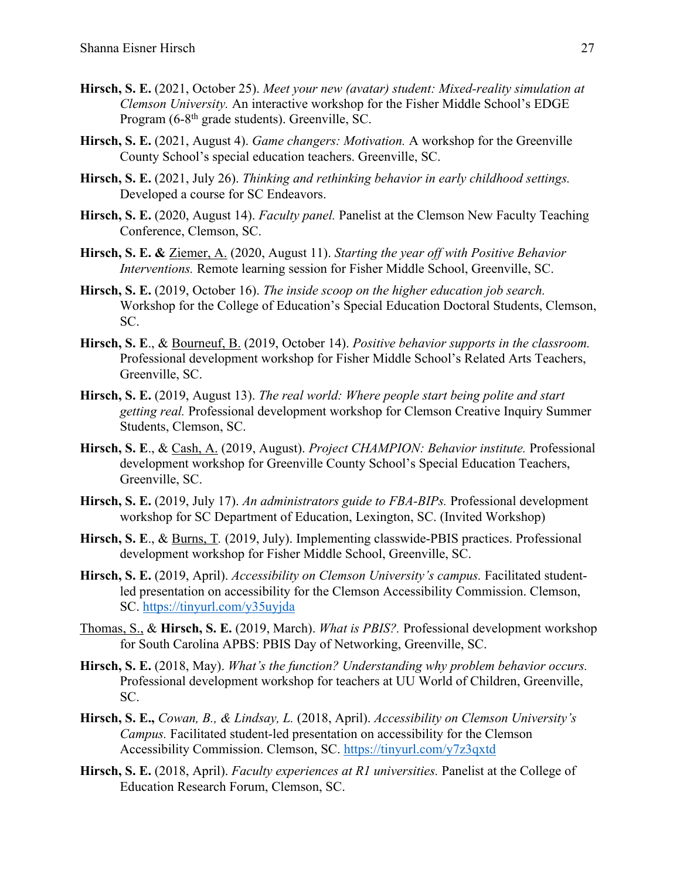**Hirsch, S. E.** (2021, October 25). *Meet your new (avatar) student: Mixed-reality simulation at Clemson University.* An interactive workshop for the Fisher Middle School's EDGE Program (6-8th grade students). Greenville, SC.

**Hirsch, S. E.** (2021, August 4). *Game changers: Motivation.* A workshop for the Greenville County School's special education teachers. Greenville, SC.

**Hirsch, S. E.** (2021, July 26). *Thinking and rethinking behavior in early childhood settings.* Developed a course for SC Endeavors.

**Hirsch, S. E.** (2020, August 14). *Faculty panel.* Panelist at the Clemson New Faculty Teaching Conference, Clemson, SC.

**Hirsch, S. E. &** <u>Ziemer, A.</u> (2020, August 11). *Starting the year off with Positive Behavior Interventions.* Remote learning session for Fisher Middle School, Greenville, SC.

**Hirsch, S. E.** (2019, October 16). *The inside scoop on the higher education job search.* Workshop for the College of Education's Special Education Doctoral Students, Clemson, SC.

**Hirsch, S. E**., & <u>Bourneuf, B.</u> (2019, October 14). *Positive behavior supports in the classroom.* Professional development workshop for Fisher Middle School's Related Arts Teachers, Greenville, SC.

**Hirsch, S. E.** (2019, August 13). *The real world: Where people start being polite and start getting real.* Professional development workshop for Clemson Creative Inquiry Summer Students, Clemson, SC.

**Hirsch, S. E**., & <u>Cash, A.</u> (2019, August). *Project CHAMPION: Behavior institute.* Professional development workshop for Greenville County School's Special Education Teachers, Greenville, SC.

**Hirsch, S. E.** (2019, July 17). *An administrators guide to FBA-BIPs.* Professional development workshop for SC Department of Education, Lexington, SC. (Invited Workshop)

**Hirsch, S. E**., & <u>Burns, T</u>. (2019, July). Implementing classwide-PBIS practices. Professional development workshop for Fisher Middle School, Greenville, SC.

**Hirsch, S. E.** (2019, April). *Accessibility on Clemson University's campus.* Facilitated student-led presentation on accessibility for the Clemson Accessibility Commission. Clemson, SC. https://tinyurl.com/y35uyjda

<u>Thomas, S.,</u> & **Hirsch, S. E.** (2019, March). *What is PBIS?.* Professional development workshop for South Carolina APBS: PBIS Day of Networking, Greenville, SC.

**Hirsch, S. E.** (2018, May). *What's the function? Understanding why problem behavior occurs.* Professional development workshop for teachers at UU World of Children, Greenville, SC.

**Hirsch, S. E.,** *Cowan, B., & Lindsay, L.* (2018, April). *Accessibility on Clemson University's Campus.* Facilitated student-led presentation on accessibility for the Clemson Accessibility Commission. Clemson, SC. https://tinyurl.com/y7z3qxtd

**Hirsch, S. E.** (2018, April). *Faculty experiences at R1 universities.* Panelist at the College of Education Research Forum, Clemson, SC.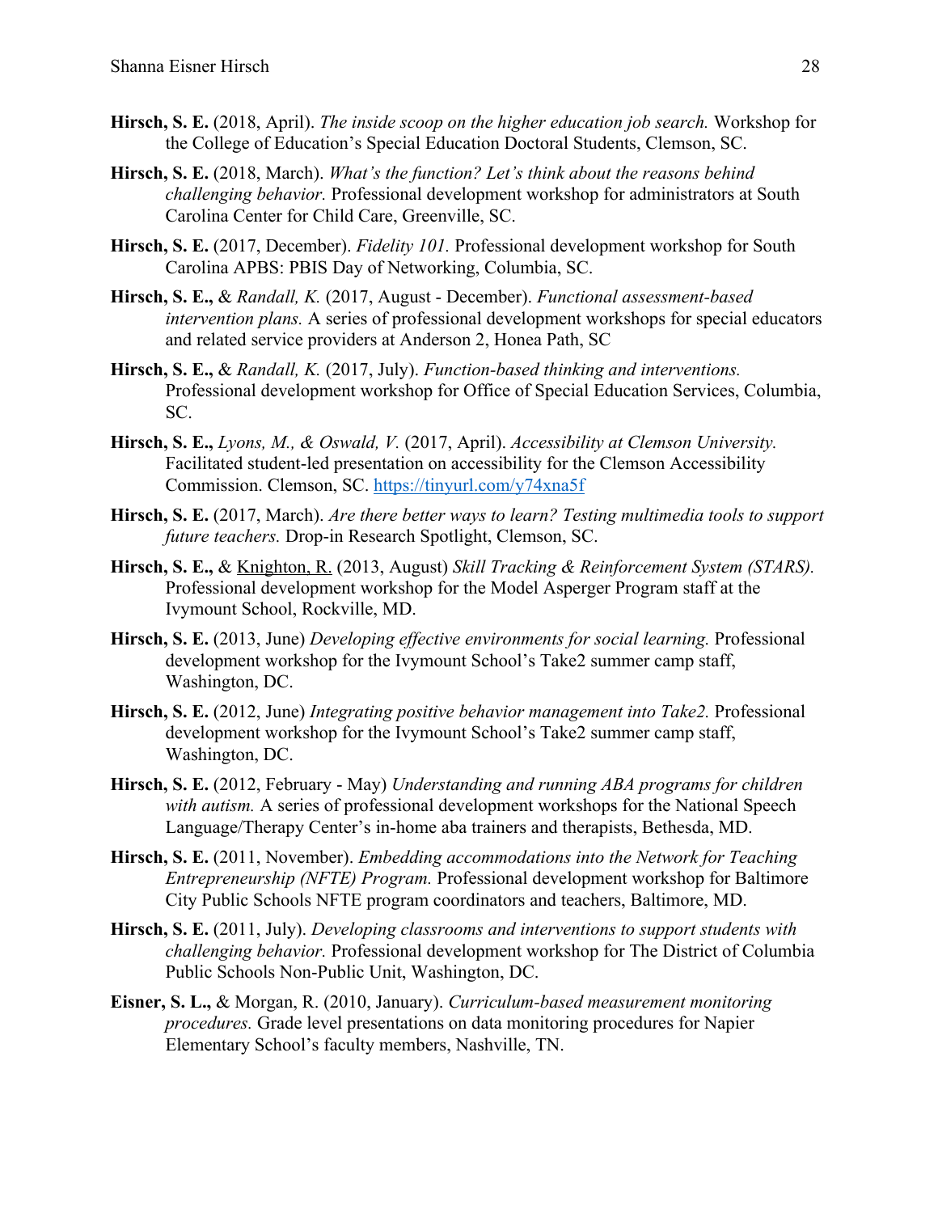**Hirsch, S. E.** (2018, April). *The inside scoop on the higher education job search.* Workshop for the College of Education's Special Education Doctoral Students, Clemson, SC.

**Hirsch, S. E.** (2018, March). *What's the function? Let's think about the reasons behind challenging behavior.* Professional development workshop for administrators at South Carolina Center for Child Care, Greenville, SC.

**Hirsch, S. E.** (2017, December). *Fidelity 101.* Professional development workshop for South Carolina APBS: PBIS Day of Networking, Columbia, SC.

**Hirsch, S. E.,** & *Randall, K.* (2017, August - December). *Functional assessment-based intervention plans.* A series of professional development workshops for special educators and related service providers at Anderson 2, Honea Path, SC

**Hirsch, S. E.,** & *Randall, K.* (2017, July). *Function-based thinking and interventions.* Professional development workshop for Office of Special Education Services, Columbia, SC.

**Hirsch, S. E.,** *Lyons, M., & Oswald, V.* (2017, April). *Accessibility at Clemson University.* Facilitated student-led presentation on accessibility for the Clemson Accessibility Commission. Clemson, SC. https://tinyurl.com/y74xna5f

**Hirsch, S. E.** (2017, March). *Are there better ways to learn? Testing multimedia tools to support future teachers.* Drop-in Research Spotlight, Clemson, SC.

**Hirsch, S. E.,** & Knighton, R. (2013, August) *Skill Tracking & Reinforcement System (STARS).* Professional development workshop for the Model Asperger Program staff at the Ivymount School, Rockville, MD.

**Hirsch, S. E.** (2013, June) *Developing effective environments for social learning.* Professional development workshop for the Ivymount School's Take2 summer camp staff, Washington, DC.

**Hirsch, S. E.** (2012, June) *Integrating positive behavior management into Take2.* Professional development workshop for the Ivymount School's Take2 summer camp staff, Washington, DC.

**Hirsch, S. E.** (2012, February - May) *Understanding and running ABA programs for children with autism.* A series of professional development workshops for the National Speech Language/Therapy Center's in-home aba trainers and therapists, Bethesda, MD.

**Hirsch, S. E.** (2011, November). *Embedding accommodations into the Network for Teaching Entrepreneurship (NFTE) Program.* Professional development workshop for Baltimore City Public Schools NFTE program coordinators and teachers, Baltimore, MD.

**Hirsch, S. E.** (2011, July). *Developing classrooms and interventions to support students with challenging behavior.* Professional development workshop for The District of Columbia Public Schools Non-Public Unit, Washington, DC.

**Eisner, S. L.,** & Morgan, R. (2010, January). *Curriculum-based measurement monitoring procedures.* Grade level presentations on data monitoring procedures for Napier Elementary School's faculty members, Nashville, TN.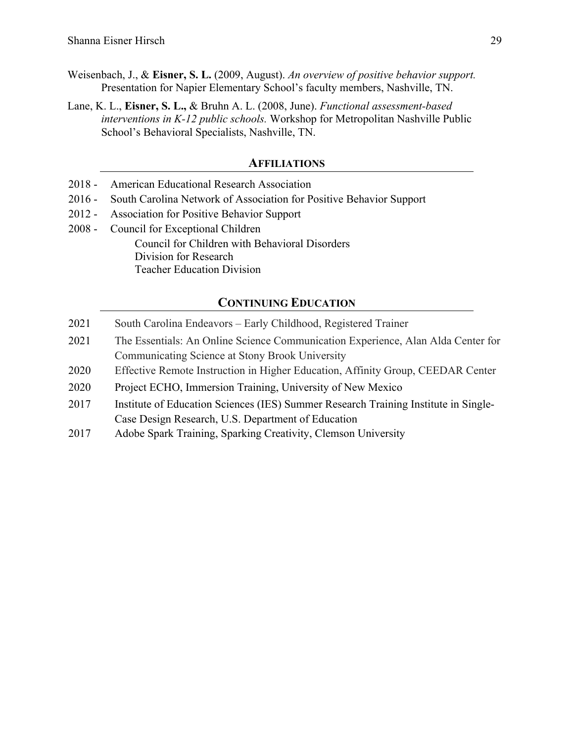Weisenbach, J., & **Eisner, S. L.** (2009, August). *An overview of positive behavior support.* Presentation for Napier Elementary School's faculty members, Nashville, TN.

Lane, K. L., **Eisner, S. L.,** & Bruhn A. L. (2008, June). *Functional assessment-based interventions in K-12 public schools.* Workshop for Metropolitan Nashville Public School's Behavioral Specialists, Nashville, TN.

## AFFILIATIONS

2018 - American Educational Research Association

2016 - South Carolina Network of Association for Positive Behavior Support

2012 - Association for Positive Behavior Support

2008 - Council for Exceptional Children
- Council for Children with Behavioral Disorders
- Division for Research
- Teacher Education Division

## CONTINUING EDUCATION

2021 South Carolina Endeavors – Early Childhood, Registered Trainer

2021 The Essentials: An Online Science Communication Experience, Alan Alda Center for Communicating Science at Stony Brook University

2020 Effective Remote Instruction in Higher Education, Affinity Group, CEEDAR Center

2020 Project ECHO, Immersion Training, University of New Mexico

2017 Institute of Education Sciences (IES) Summer Research Training Institute in Single-Case Design Research, U.S. Department of Education

2017 Adobe Spark Training, Sparking Creativity, Clemson University